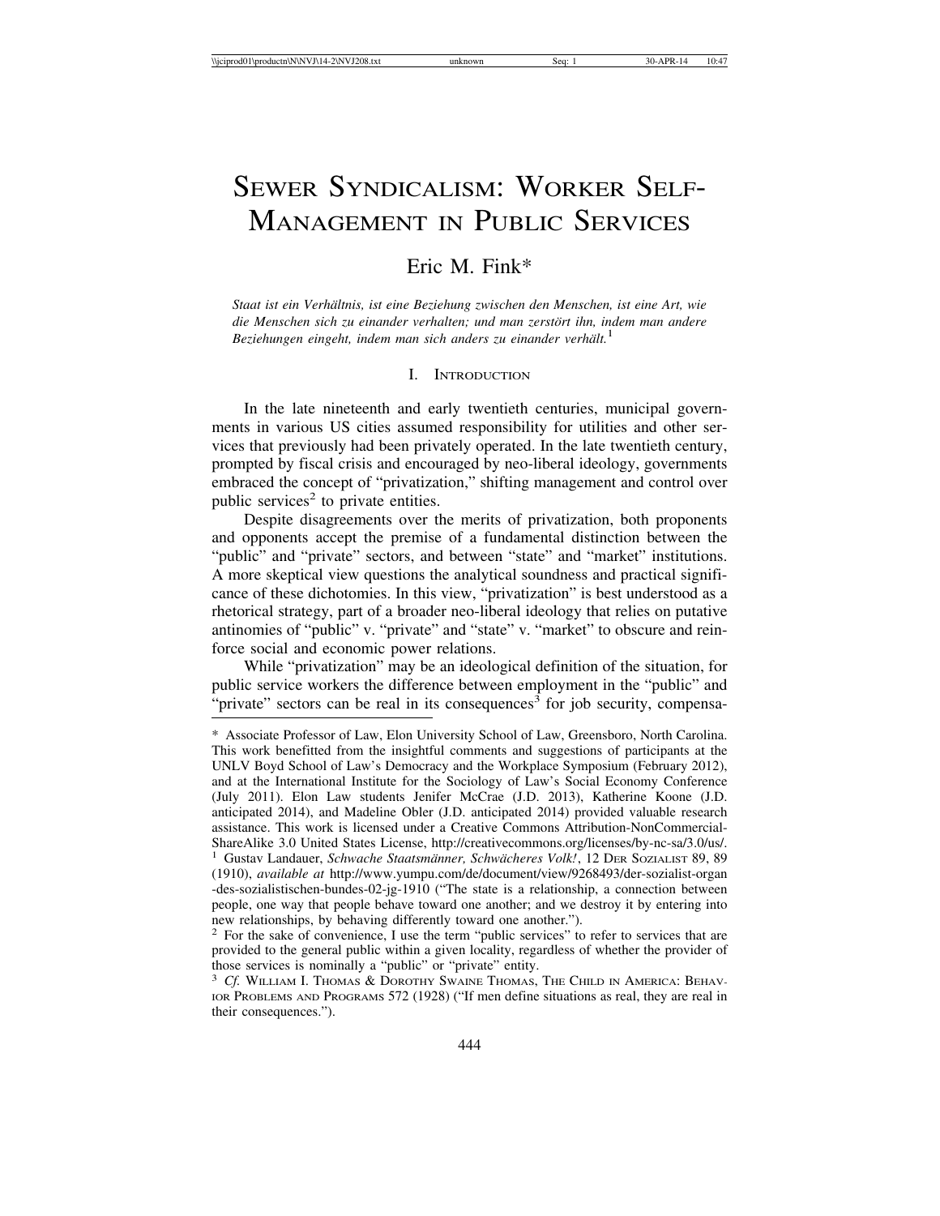# Sewer Syndicalism: Worker Self-Management in Public Services

Eric M. Fink*

*Staat ist ein Verhältnis, ist eine Beziehung zwischen den Menschen, ist eine Art, wie die Menschen sich zu einander verhalten; und man zerstört ihn, indem man andere Beziehungen eingeht, indem man sich anders zu einander verhält.*[1]

## I. Introduction

In the late nineteenth and early twentieth centuries, municipal governments in various US cities assumed responsibility for utilities and other services that previously had been privately operated. In the late twentieth century, prompted by fiscal crisis and encouraged by neo-liberal ideology, governments embraced the concept of "privatization," shifting management and control over public services[2] to private entities.

Despite disagreements over the merits of privatization, both proponents and opponents accept the premise of a fundamental distinction between the "public" and "private" sectors, and between "state" and "market" institutions. A more skeptical view questions the analytical soundness and practical significance of these dichotomies. In this view, "privatization" is best understood as a rhetorical strategy, part of a broader neo-liberal ideology that relies on putative antinomies of "public" v. "private" and "state" v. "market" to obscure and reinforce social and economic power relations.

While "privatization" may be an ideological definition of the situation, for public service workers the difference between employment in the "public" and "private" sectors can be real in its consequences[3] for job security, compensa-

---

\* Associate Professor of Law, Elon University School of Law, Greensboro, North Carolina. This work benefitted from the insightful comments and suggestions of participants at the UNLV Boyd School of Law's Democracy and the Workplace Symposium (February 2012), and at the International Institute for the Sociology of Law's Social Economy Conference (July 2011). Elon Law students Jenifer McCrae (J.D. 2013), Katherine Koone (J.D. anticipated 2014), and Madeline Obler (J.D. anticipated 2014) provided valuable research assistance. This work is licensed under a Creative Commons Attribution-NonCommercial-ShareAlike 3.0 United States License, http://creativecommons.org/licenses/by-nc-sa/3.0/us/.

[1] Gustav Landauer, *Schwache Staatsmänner, Schwächeres Volk!*, 12 Der Sozialist 89, 89 (1910), *available at* http://www.yumpu.com/de/document/view/9268493/der-sozialist-organ-des-sozialistischen-bundes-02-jg-1910 ("The state is a relationship, a connection between people, one way that people behave toward one another; and we destroy it by entering into new relationships, by behaving differently toward one another.").

[2] For the sake of convenience, I use the term "public services" to refer to services that are provided to the general public within a given locality, regardless of whether the provider of those services is nominally a "public" or "private" entity.

[3] *Cf.* William I. Thomas & Dorothy Swaine Thomas, The Child in America: Behavior Problems and Programs 572 (1928) ("If men define situations as real, they are real in their consequences.").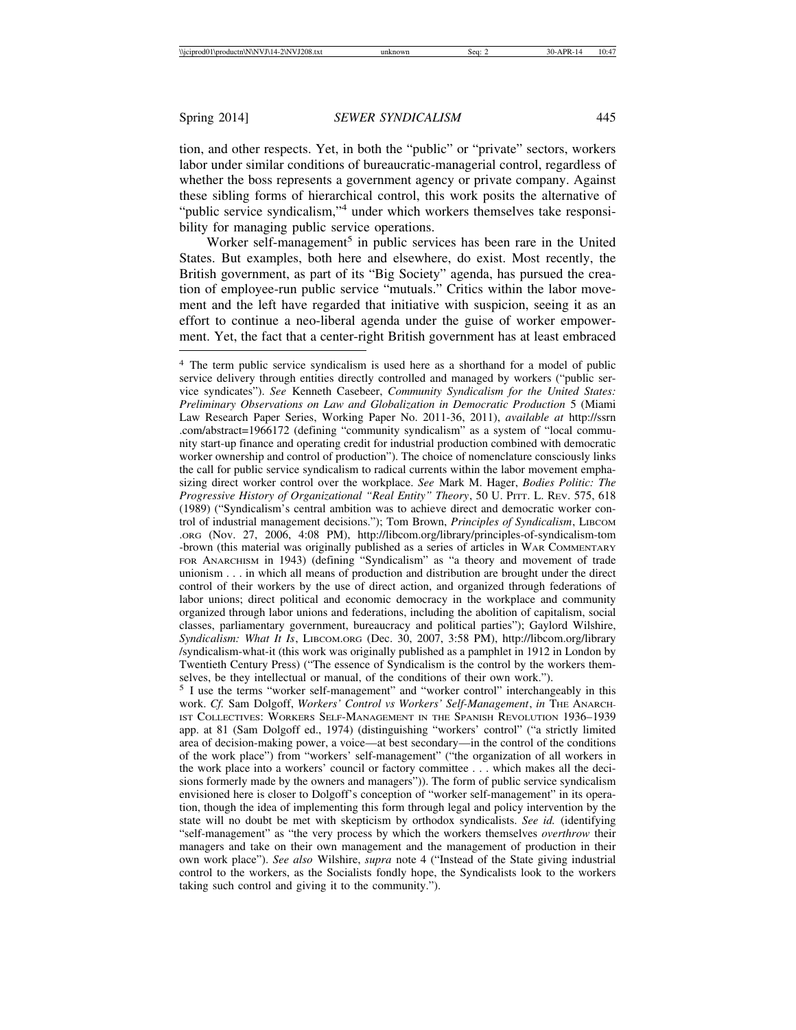tion, and other respects. Yet, in both the "public" or "private" sectors, workers labor under similar conditions of bureaucratic-managerial control, regardless of whether the boss represents a government agency or private company. Against these sibling forms of hierarchical control, this work posits the alternative of "public service syndicalism,"[4] under which workers themselves take responsibility for managing public service operations.

Worker self-management[5] in public services has been rare in the United States. But examples, both here and elsewhere, do exist. Most recently, the British government, as part of its "Big Society" agenda, has pursued the creation of employee-run public service "mutuals." Critics within the labor movement and the left have regarded that initiative with suspicion, seeing it as an effort to continue a neo-liberal agenda under the guise of worker empowerment. Yet, the fact that a center-right British government has at least embraced

---

[4] The term public service syndicalism is used here as a shorthand for a model of public service delivery through entities directly controlled and managed by workers ("public service syndicates"). *See* Kenneth Casebeer, *Community Syndicalism for the United States: Preliminary Observations on Law and Globalization in Democratic Production* 5 (Miami Law Research Paper Series, Working Paper No. 2011-36, 2011), *available at* http://ssrn.com/abstract=1966172 (defining "community syndicalism" as a system of "local community start-up finance and operating credit for industrial production combined with democratic worker ownership and control of production"). The choice of nomenclature consciously links the call for public service syndicalism to radical currents within the labor movement emphasizing direct worker control over the workplace. *See* Mark M. Hager, *Bodies Politic: The Progressive History of Organizational "Real Entity" Theory*, 50 U. PITT. L. REV. 575, 618 (1989) ("Syndicalism's central ambition was to achieve direct and democratic worker control of industrial management decisions."); Tom Brown, *Principles of Syndicalism*, LIBCOM.ORG (Nov. 27, 2006, 4:08 PM), http://libcom.org/library/principles-of-syndicalism-tom-brown (this material was originally published as a series of articles in WAR COMMENTARY FOR ANARCHISM in 1943) (defining "Syndicalism" as "a theory and movement of trade unionism . . . in which all means of production and distribution are brought under the direct control of their workers by the use of direct action, and organized through federations of labor unions; direct political and economic democracy in the workplace and community organized through labor unions and federations, including the abolition of capitalism, social classes, parliamentary government, bureaucracy and political parties"); Gaylord Wilshire, *Syndicalism: What It Is*, LIBCOM.ORG (Dec. 30, 2007, 3:58 PM), http://libcom.org/library/syndicalism-what-it (this work was originally published as a pamphlet in 1912 in London by Twentieth Century Press) ("The essence of Syndicalism is the control by the workers themselves, be they intellectual or manual, of the conditions of their own work.").

[5] I use the terms "worker self-management" and "worker control" interchangeably in this work. *Cf.* Sam Dolgoff, *Workers' Control vs Workers' Self-Management*, *in* THE ANARCHIST COLLECTIVES: WORKERS SELF-MANAGEMENT IN THE SPANISH REVOLUTION 1936–1939 app. at 81 (Sam Dolgoff ed., 1974) (distinguishing "workers' control" ("a strictly limited area of decision-making power, a voice—at best secondary—in the control of the conditions of the work place") from "workers' self-management" ("the organization of all workers in the work place into a workers' council or factory committee . . . which makes all the decisions formerly made by the owners and managers")). The form of public service syndicalism envisioned here is closer to Dolgoff's conception of "worker self-management" in its operation, though the idea of implementing this form through legal and policy intervention by the state will no doubt be met with skepticism by orthodox syndicalists. *See id.* (identifying "self-management" as "the very process by which the workers themselves *overthrow* their managers and take on their own management and the management of production in their own work place"). *See also* Wilshire, *supra* note 4 ("Instead of the State giving industrial control to the workers, as the Socialists fondly hope, the Syndicalists look to the workers taking such control and giving it to the community.").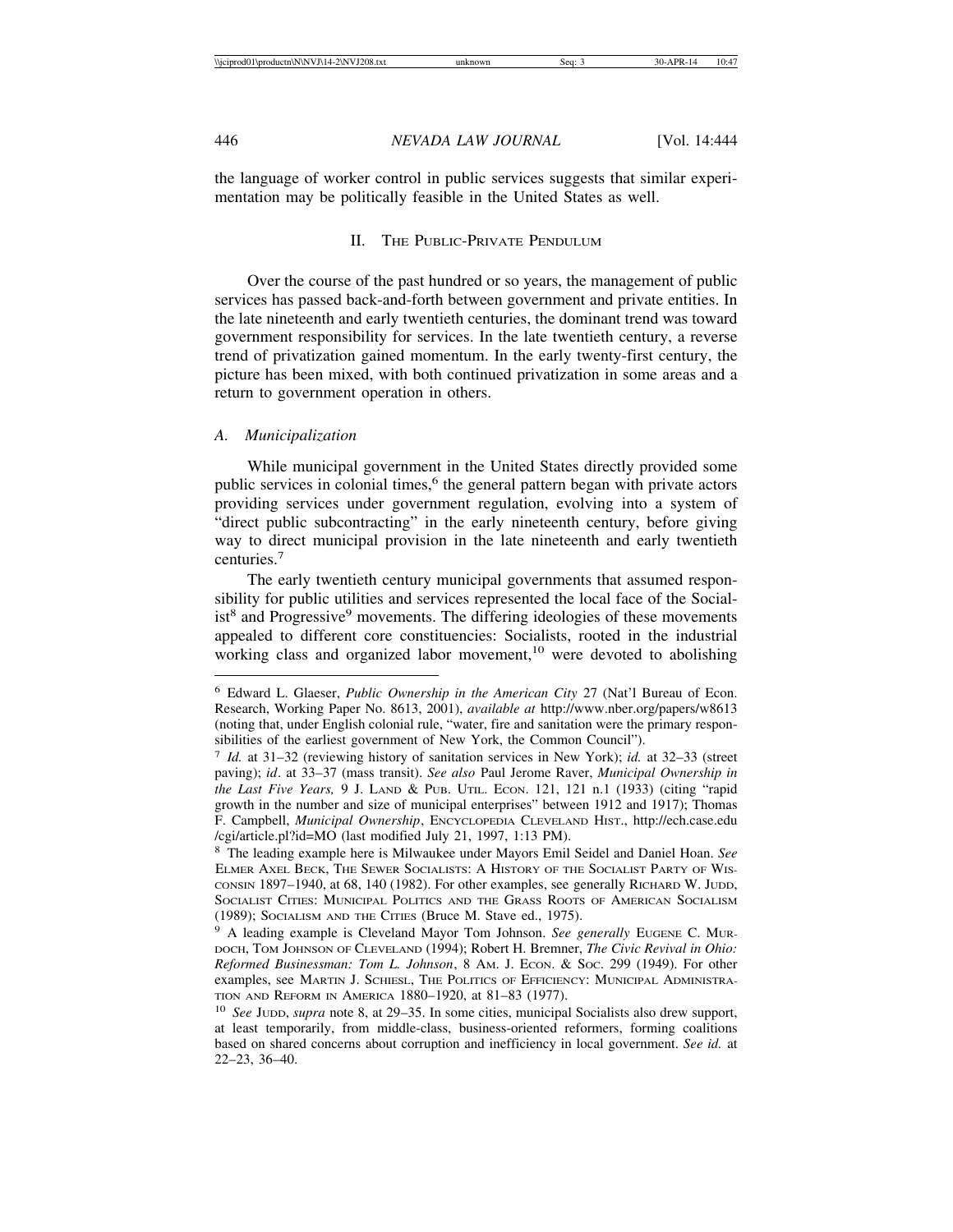the language of worker control in public services suggests that similar experimentation may be politically feasible in the United States as well.

## II. The Public-Private Pendulum

Over the course of the past hundred or so years, the management of public services has passed back-and-forth between government and private entities. In the late nineteenth and early twentieth centuries, the dominant trend was toward government responsibility for services. In the late twentieth century, a reverse trend of privatization gained momentum. In the early twenty-first century, the picture has been mixed, with both continued privatization in some areas and a return to government operation in others.

### A. *Municipalization*

While municipal government in the United States directly provided some public services in colonial times,[6] the general pattern began with private actors providing services under government regulation, evolving into a system of "direct public subcontracting" in the early nineteenth century, before giving way to direct municipal provision in the late nineteenth and early twentieth centuries.[7]

The early twentieth century municipal governments that assumed responsibility for public utilities and services represented the local face of the Socialist[8] and Progressive[9] movements. The differing ideologies of these movements appealed to different core constituencies: Socialists, rooted in the industrial working class and organized labor movement,[10] were devoted to abolishing

---

[6] Edward L. Glaeser, *Public Ownership in the American City* 27 (Nat'l Bureau of Econ. Research, Working Paper No. 8613, 2001), *available at* http://www.nber.org/papers/w8613 (noting that, under English colonial rule, "water, fire and sanitation were the primary responsibilities of the earliest government of New York, the Common Council").

[7] *Id.* at 31–32 (reviewing history of sanitation services in New York); *id.* at 32–33 (street paving); *id*. at 33–37 (mass transit). *See also* Paul Jerome Raver, *Municipal Ownership in the Last Five Years,* 9 J. Land & Pub. Util. Econ. 121, 121 n.1 (1933) (citing "rapid growth in the number and size of municipal enterprises" between 1912 and 1917); Thomas F. Campbell, *Municipal Ownership*, Encyclopedia Cleveland Hist., http://ech.case.edu/cgi/article.pl?id=MO (last modified July 21, 1997, 1:13 PM).

[8] The leading example here is Milwaukee under Mayors Emil Seidel and Daniel Hoan. *See* Elmer Axel Beck, The Sewer Socialists: A History of the Socialist Party of Wisconsin 1897–1940, at 68, 140 (1982). For other examples, see generally Richard W. Judd, Socialist Cities: Municipal Politics and the Grass Roots of American Socialism (1989); Socialism and the Cities (Bruce M. Stave ed., 1975).

[9] A leading example is Cleveland Mayor Tom Johnson. *See generally* Eugene C. Murdoch, Tom Johnson of Cleveland (1994); Robert H. Bremner, *The Civic Revival in Ohio: Reformed Businessman: Tom L. Johnson*, 8 Am. J. Econ. & Soc. 299 (1949). For other examples, see Martin J. Schiesl, The Politics of Efficiency: Municipal Administration and Reform in America 1880–1920, at 81–83 (1977).

[10] *See* Judd, *supra* note 8, at 29–35. In some cities, municipal Socialists also drew support, at least temporarily, from middle-class, business-oriented reformers, forming coalitions based on shared concerns about corruption and inefficiency in local government. *See id.* at 22–23, 36–40.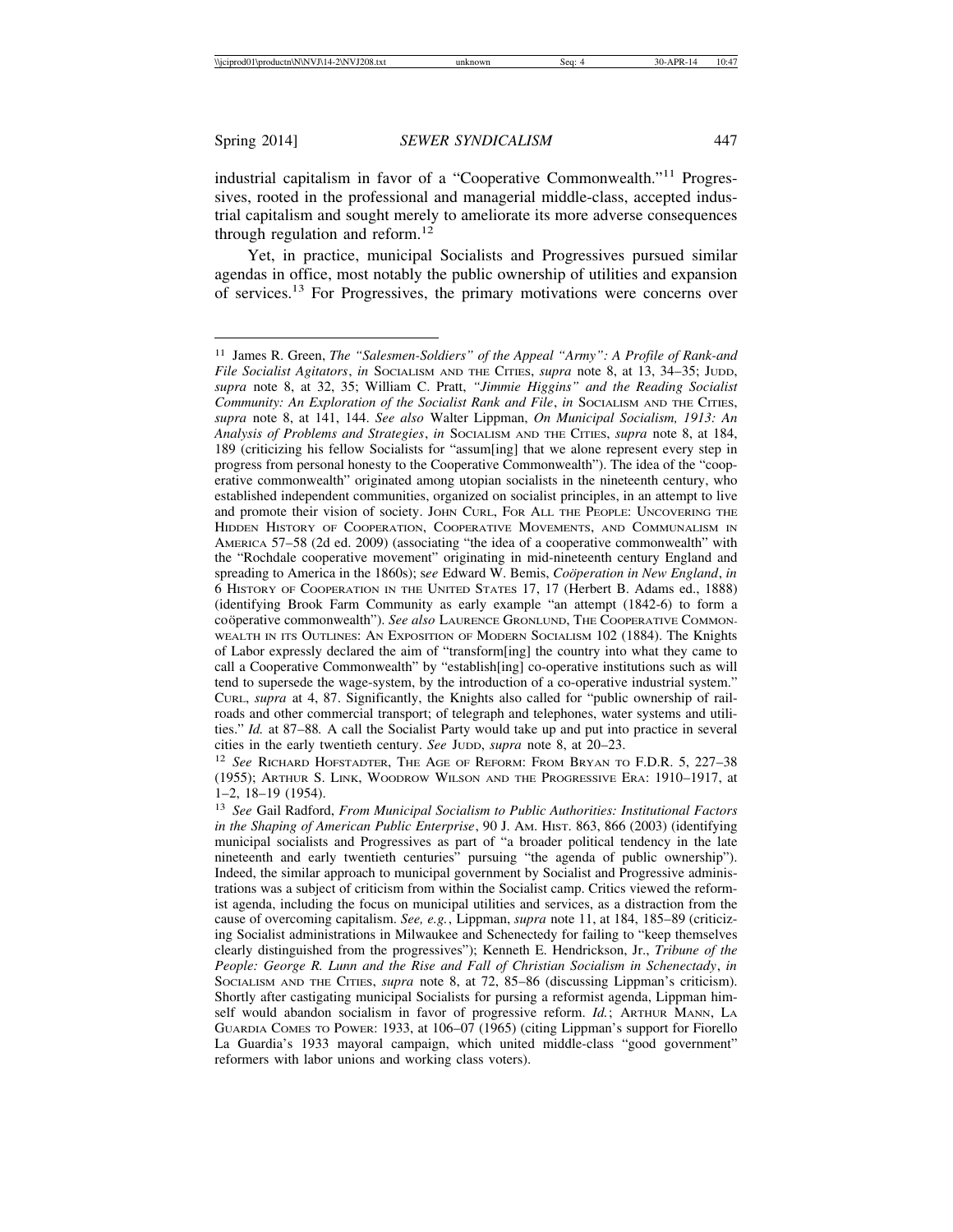industrial capitalism in favor of a "Cooperative Commonwealth."[11] Progressives, rooted in the professional and managerial middle-class, accepted industrial capitalism and sought merely to ameliorate its more adverse consequences through regulation and reform.[12]

Yet, in practice, municipal Socialists and Progressives pursued similar agendas in office, most notably the public ownership of utilities and expansion of services.[13] For Progressives, the primary motivations were concerns over

---

[11] James R. Green, *The "Salesmen-Soldiers" of the Appeal "Army": A Profile of Rank-and File Socialist Agitators*, *in* SOCIALISM AND THE CITIES, *supra* note 8, at 13, 34–35; JUDD, *supra* note 8, at 32, 35; William C. Pratt, *"Jimmie Higgins" and the Reading Socialist Community: An Exploration of the Socialist Rank and File*, *in* SOCIALISM AND THE CITIES, *supra* note 8, at 141, 144. *See also* Walter Lippman, *On Municipal Socialism, 1913: An Analysis of Problems and Strategies*, *in* SOCIALISM AND THE CITIES, *supra* note 8, at 184, 189 (criticizing his fellow Socialists for "assum[ing] that we alone represent every step in progress from personal honesty to the Cooperative Commonwealth"). The idea of the "cooperative commonwealth" originated among utopian socialists in the nineteenth century, who established independent communities, organized on socialist principles, in an attempt to live and promote their vision of society. JOHN CURL, FOR ALL THE PEOPLE: UNCOVERING THE HIDDEN HISTORY OF COOPERATION, COOPERATIVE MOVEMENTS, AND COMMUNALISM IN AMERICA 57–58 (2d ed. 2009) (associating "the idea of a cooperative commonwealth" with the "Rochdale cooperative movement" originating in mid-nineteenth century England and spreading to America in the 1860s); *see* Edward W. Bemis, *Coöperation in New England*, *in* 6 HISTORY OF COOPERATION IN THE UNITED STATES 17, 17 (Herbert B. Adams ed., 1888) (identifying Brook Farm Community as early example "an attempt (1842-6) to form a coöperative commonwealth"). *See also* LAURENCE GRONLUND, THE COOPERATIVE COMMONWEALTH IN ITS OUTLINES: AN EXPOSITION OF MODERN SOCIALISM 102 (1884). The Knights of Labor expressly declared the aim of "transform[ing] the country into what they came to call a Cooperative Commonwealth" by "establish[ing] co-operative institutions such as will tend to supersede the wage-system, by the introduction of a co-operative industrial system." CURL, *supra* at 4, 87. Significantly, the Knights also called for "public ownership of railroads and other commercial transport; of telegraph and telephones, water systems and utilities." *Id.* at 87–88. A call the Socialist Party would take up and put into practice in several cities in the early twentieth century. *See* JUDD, *supra* note 8, at 20–23.

[12] *See* RICHARD HOFSTADTER, THE AGE OF REFORM: FROM BRYAN TO F.D.R. 5, 227–38 (1955); ARTHUR S. LINK, WOODROW WILSON AND THE PROGRESSIVE ERA: 1910–1917, at 1–2, 18–19 (1954).

[13] *See* Gail Radford, *From Municipal Socialism to Public Authorities: Institutional Factors in the Shaping of American Public Enterprise*, 90 J. AM. HIST. 863, 866 (2003) (identifying municipal socialists and Progressives as part of "a broader political tendency in the late nineteenth and early twentieth centuries" pursuing "the agenda of public ownership"). Indeed, the similar approach to municipal government by Socialist and Progressive administrations was a subject of criticism from within the Socialist camp. Critics viewed the reformist agenda, including the focus on municipal utilities and services, as a distraction from the cause of overcoming capitalism. *See, e.g.*, Lippman, *supra* note 11, at 184, 185–89 (criticizing Socialist administrations in Milwaukee and Schenectedy for failing to "keep themselves clearly distinguished from the progressives"); Kenneth E. Hendrickson, Jr., *Tribune of the People: George R. Lunn and the Rise and Fall of Christian Socialism in Schenectady*, *in* SOCIALISM AND THE CITIES, *supra* note 8, at 72, 85–86 (discussing Lippman's criticism). Shortly after castigating municipal Socialists for pursing a reformist agenda, Lippman himself would abandon socialism in favor of progressive reform. *Id.*; ARTHUR MANN, LA GUARDIA COMES TO POWER: 1933, at 106–07 (1965) (citing Lippman's support for Fiorello La Guardia's 1933 mayoral campaign, which united middle-class "good government" reformers with labor unions and working class voters).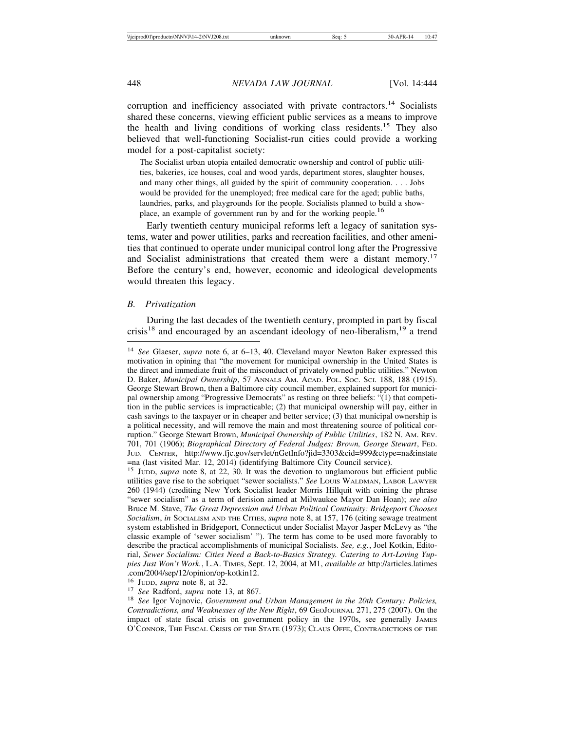corruption and inefficiency associated with private contractors.[14] Socialists shared these concerns, viewing efficient public services as a means to improve the health and living conditions of working class residents.[15] They also believed that well-functioning Socialist-run cities could provide a working model for a post-capitalist society:

> The Socialist urban utopia entailed democratic ownership and control of public utilities, bakeries, ice houses, coal and wood yards, department stores, slaughter houses, and many other things, all guided by the spirit of community cooperation. . . . Jobs would be provided for the unemployed; free medical care for the aged; public baths, laundries, parks, and playgrounds for the people. Socialists planned to build a showplace, an example of government run by and for the working people.[16]

Early twentieth century municipal reforms left a legacy of sanitation systems, water and power utilities, parks and recreation facilities, and other amenities that continued to operate under municipal control long after the Progressive and Socialist administrations that created them were a distant memory.[17] Before the century's end, however, economic and ideological developments would threaten this legacy.

### *B. Privatization*

During the last decades of the twentieth century, prompted in part by fiscal crisis[18] and encouraged by an ascendant ideology of neo-liberalism,[19] a trend

---

[14] *See* Glaeser, *supra* note 6, at 6–13, 40. Cleveland mayor Newton Baker expressed this motivation in opining that "the movement for municipal ownership in the United States is the direct and immediate fruit of the misconduct of privately owned public utilities." Newton D. Baker, *Municipal Ownership*, 57 ANNALS AM. ACAD. POL. SOC. SCI. 188, 188 (1915). George Stewart Brown, then a Baltimore city council member, explained support for municipal ownership among "Progressive Democrats" as resting on three beliefs: "(1) that competition in the public services is impracticable; (2) that municipal ownership will pay, either in cash savings to the taxpayer or in cheaper and better service; (3) that municipal ownership is a political necessity, and will remove the main and most threatening source of political corruption." George Stewart Brown, *Municipal Ownership of Public Utilities*, 182 N. AM. REV. 701, 701 (1906); *Biographical Directory of Federal Judges: Brown, George Stewart*, FED. JUD. CENTER, http://www.fjc.gov/servlet/nGetInfo?jid=3303&cid=999&ctype=na&instate=na (last visited Mar. 12, 2014) (identifying Baltimore City Council service).

[15] JUDD, *supra* note 8, at 22, 30. It was the devotion to unglamorous but efficient public utilities gave rise to the sobriquet "sewer socialists." *See* LOUIS WALDMAN, LABOR LAWYER 260 (1944) (crediting New York Socialist leader Morris Hillquit with coining the phrase "sewer socialism" as a term of derision aimed at Milwaukee Mayor Dan Hoan); *see also* Bruce M. Stave, *The Great Depression and Urban Political Continuity: Bridgeport Chooses Socialism*, *in* SOCIALISM AND THE CITIES, *supra* note 8, at 157, 176 (citing sewage treatment system established in Bridgeport, Connecticut under Socialist Mayor Jasper McLevy as "the classic example of 'sewer socialism' "). The term has come to be used more favorably to describe the practical accomplishments of municipal Socialists. *See, e.g.*, Joel Kotkin, Editorial, *Sewer Socialism: Cities Need a Back-to-Basics Strategy. Catering to Art-Loving Yuppies Just Won't Work.*, L.A. TIMES, Sept. 12, 2004, at M1, *available at* http://articles.latimes.com/2004/sep/12/opinion/op-kotkin12.

[16] JUDD, *supra* note 8, at 32.

[17] *See* Radford, *supra* note 13, at 867.

[18] *See* Igor Vojnovic, *Government and Urban Management in the 20th Century: Policies, Contradictions, and Weaknesses of the New Right*, 69 GEOJOURNAL 271, 275 (2007). On the impact of state fiscal crisis on government policy in the 1970s, see generally JAMES O'CONNOR, THE FISCAL CRISIS OF THE STATE (1973); CLAUS OFFE, CONTRADICTIONS OF THE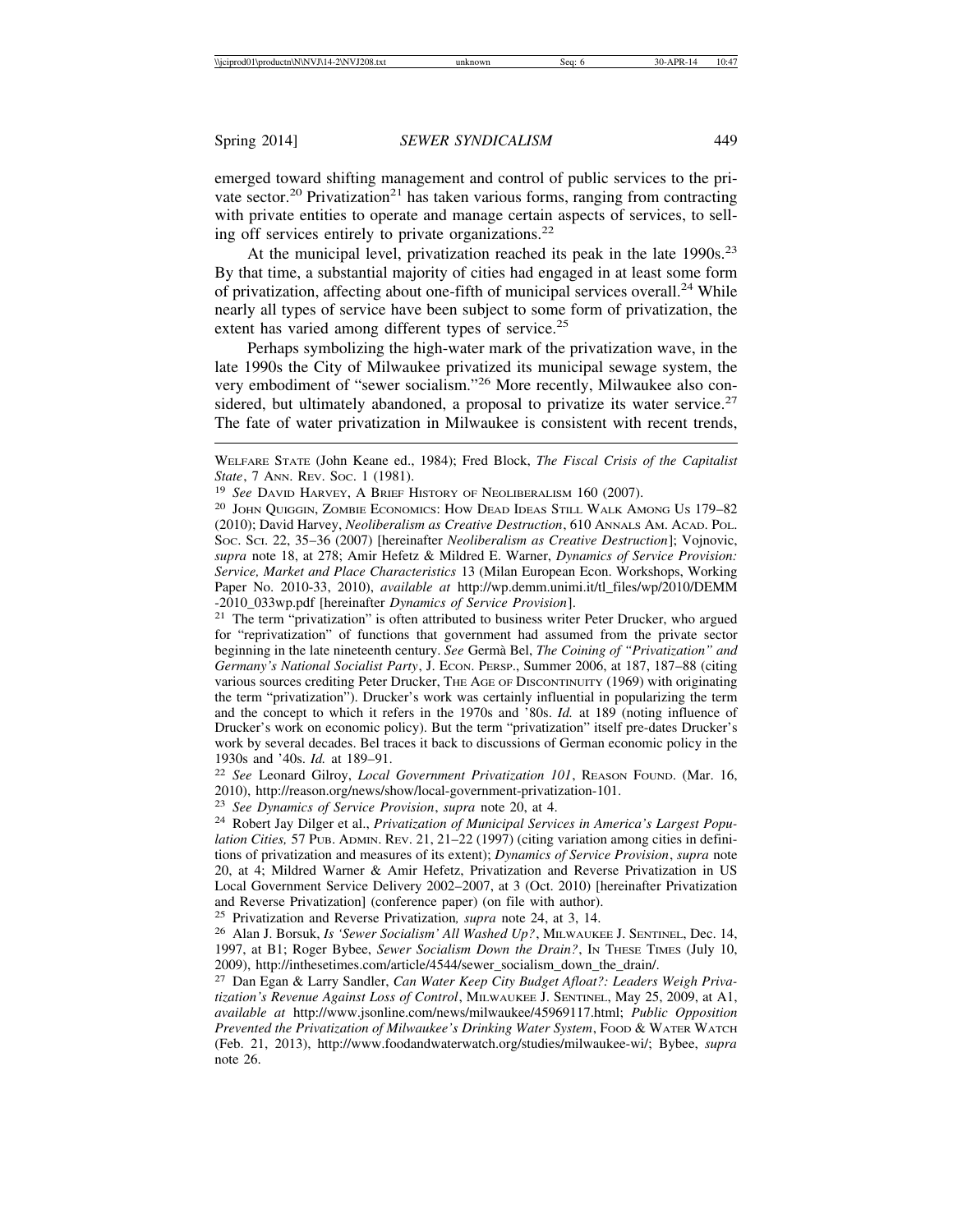emerged toward shifting management and control of public services to the private sector.[20] Privatization[21] has taken various forms, ranging from contracting with private entities to operate and manage certain aspects of services, to selling off services entirely to private organizations.[22]

At the municipal level, privatization reached its peak in the late 1990s.[23] By that time, a substantial majority of cities had engaged in at least some form of privatization, affecting about one-fifth of municipal services overall.[24] While nearly all types of service have been subject to some form of privatization, the extent has varied among different types of service.[25]

Perhaps symbolizing the high-water mark of the privatization wave, in the late 1990s the City of Milwaukee privatized its municipal sewage system, the very embodiment of "sewer socialism."[26] More recently, Milwaukee also considered, but ultimately abandoned, a proposal to privatize its water service.[27] The fate of water privatization in Milwaukee is consistent with recent trends,

---

WELFARE STATE (John Keane ed., 1984); Fred Block, *The Fiscal Crisis of the Capitalist State*, 7 ANN. REV. SOC. 1 (1981).

[19] *See* DAVID HARVEY, A BRIEF HISTORY OF NEOLIBERALISM 160 (2007).

[20] JOHN QUIGGIN, ZOMBIE ECONOMICS: HOW DEAD IDEAS STILL WALK AMONG US 179–82 (2010); David Harvey, *Neoliberalism as Creative Destruction*, 610 ANNALS AM. ACAD. POL. SOC. SCI. 22, 35–36 (2007) [hereinafter *Neoliberalism as Creative Destruction*]; Vojnovic, *supra* note 18, at 278; Amir Hefetz & Mildred E. Warner, *Dynamics of Service Provision: Service, Market and Place Characteristics* 13 (Milan European Econ. Workshops, Working Paper No. 2010-33, 2010), *available at* http://wp.demm.unimi.it/tl_files/wp/2010/DEMM-2010_033wp.pdf [hereinafter *Dynamics of Service Provision*].

[21] The term "privatization" is often attributed to business writer Peter Drucker, who argued for "reprivatization" of functions that government had assumed from the private sector beginning in the late nineteenth century. *See* Germà Bel, *The Coining of "Privatization" and Germany's National Socialist Party*, J. ECON. PERSP., Summer 2006, at 187, 187–88 (citing various sources crediting Peter Drucker, THE AGE OF DISCONTINUITY (1969) with originating the term "privatization"). Drucker's work was certainly influential in popularizing the term and the concept to which it refers in the 1970s and '80s. *Id.* at 189 (noting influence of Drucker's work on economic policy). But the term "privatization" itself pre-dates Drucker's work by several decades. Bel traces it back to discussions of German economic policy in the 1930s and '40s. *Id.* at 189–91.

[22] *See* Leonard Gilroy, *Local Government Privatization 101*, REASON FOUND. (Mar. 16, 2010), http://reason.org/news/show/local-government-privatization-101.

[23] *See Dynamics of Service Provision*, *supra* note 20, at 4.

[24] Robert Jay Dilger et al., *Privatization of Municipal Services in America's Largest Population Cities,* 57 PUB. ADMIN. REV. 21, 21–22 (1997) (citing variation among cities in definitions of privatization and measures of its extent); *Dynamics of Service Provision*, *supra* note 20, at 4; Mildred Warner & Amir Hefetz, Privatization and Reverse Privatization in US Local Government Service Delivery 2002–2007, at 3 (Oct. 2010) [hereinafter Privatization and Reverse Privatization] (conference paper) (on file with author).

[25] Privatization and Reverse Privatization*, supra* note 24, at 3, 14.

[26] Alan J. Borsuk, *Is 'Sewer Socialism' All Washed Up?*, MILWAUKEE J. SENTINEL, Dec. 14, 1997, at B1; Roger Bybee, *Sewer Socialism Down the Drain?*, IN THESE TIMES (July 10, 2009), http://inthesetimes.com/article/4544/sewer_socialism_down_the_drain/.

[27] Dan Egan & Larry Sandler, *Can Water Keep City Budget Afloat?: Leaders Weigh Privatization's Revenue Against Loss of Control*, MILWAUKEE J. SENTINEL, May 25, 2009, at A1, *available at* http://www.jsonline.com/news/milwaukee/45969117.html; *Public Opposition Prevented the Privatization of Milwaukee's Drinking Water System*, FOOD & WATER WATCH (Feb. 21, 2013), http://www.foodandwaterwatch.org/studies/milwaukee-wi/; Bybee, *supra* note 26.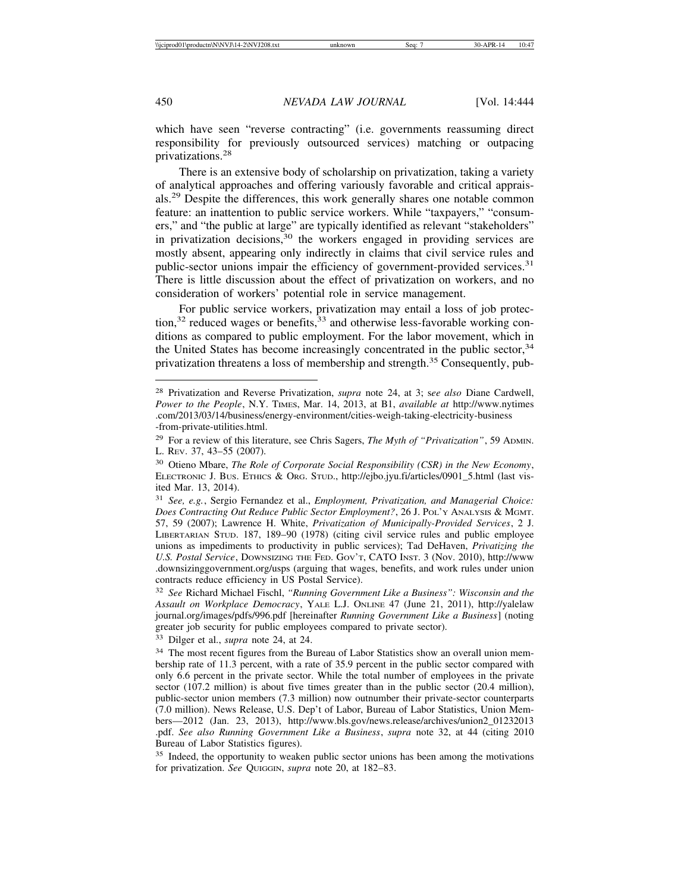which have seen "reverse contracting" (i.e. governments reassuming direct responsibility for previously outsourced services) matching or outpacing privatizations.[28]

There is an extensive body of scholarship on privatization, taking a variety of analytical approaches and offering variously favorable and critical appraisals.[29] Despite the differences, this work generally shares one notable common feature: an inattention to public service workers. While "taxpayers," "consumers," and "the public at large" are typically identified as relevant "stakeholders" in privatization decisions,[30] the workers engaged in providing services are mostly absent, appearing only indirectly in claims that civil service rules and public-sector unions impair the efficiency of government-provided services.[31] There is little discussion about the effect of privatization on workers, and no consideration of workers' potential role in service management.

For public service workers, privatization may entail a loss of job protection,[32] reduced wages or benefits,[33] and otherwise less-favorable working conditions as compared to public employment. For the labor movement, which in the United States has become increasingly concentrated in the public sector,[34] privatization threatens a loss of membership and strength.[35] Consequently, pub-

---

[28] Privatization and Reverse Privatization, *supra* note 24, at 3; s*ee also* Diane Cardwell, *Power to the People*, N.Y. TIMES, Mar. 14, 2013, at B1, *available at* http://www.nytimes.com/2013/03/14/business/energy-environment/cities-weigh-taking-electricity-business-from-private-utilities.html.

[29] For a review of this literature, see Chris Sagers, *The Myth of "Privatization"*, 59 ADMIN. L. REV. 37, 43–55 (2007).

[30] Otieno Mbare, *The Role of Corporate Social Responsibility (CSR) in the New Economy*, ELECTRONIC J. BUS. ETHICS & ORG. STUD., http://ejbo.jyu.fi/articles/0901_5.html (last visited Mar. 13, 2014).

[31] *See, e.g.*, Sergio Fernandez et al., *Employment, Privatization, and Managerial Choice: Does Contracting Out Reduce Public Sector Employment?*, 26 J. POL'Y ANALYSIS & MGMT. 57, 59 (2007); Lawrence H. White, *Privatization of Municipally-Provided Services*, 2 J. LIBERTARIAN STUD. 187, 189–90 (1978) (citing civil service rules and public employee unions as impediments to productivity in public services); Tad DeHaven, *Privatizing the U.S. Postal Service*, DOWNSIZING THE FED. GOV'T, CATO INST. 3 (Nov. 2010), http://www.downsizinggovernment.org/usps (arguing that wages, benefits, and work rules under union contracts reduce efficiency in US Postal Service).

[32] *See* Richard Michael Fischl, *"Running Government Like a Business": Wisconsin and the Assault on Workplace Democracy*, YALE L.J. ONLINE 47 (June 21, 2011), http://yalelawjournal.org/images/pdfs/996.pdf [hereinafter *Running Government Like a Business*] (noting greater job security for public employees compared to private sector).

[33] Dilger et al., *supra* note 24, at 24.

[34] The most recent figures from the Bureau of Labor Statistics show an overall union membership rate of 11.3 percent, with a rate of 35.9 percent in the public sector compared with only 6.6 percent in the private sector. While the total number of employees in the private sector (107.2 million) is about five times greater than in the public sector (20.4 million), public-sector union members (7.3 million) now outnumber their private-sector counterparts (7.0 million). News Release, U.S. Dep't of Labor, Bureau of Labor Statistics, Union Members—2012 (Jan. 23, 2013), http://www.bls.gov/news.release/archives/union2_01232013.pdf. *See also Running Government Like a Business*, *supra* note 32, at 44 (citing 2010 Bureau of Labor Statistics figures).

[35] Indeed, the opportunity to weaken public sector unions has been among the motivations for privatization. *See* QUIGGIN, *supra* note 20, at 182–83.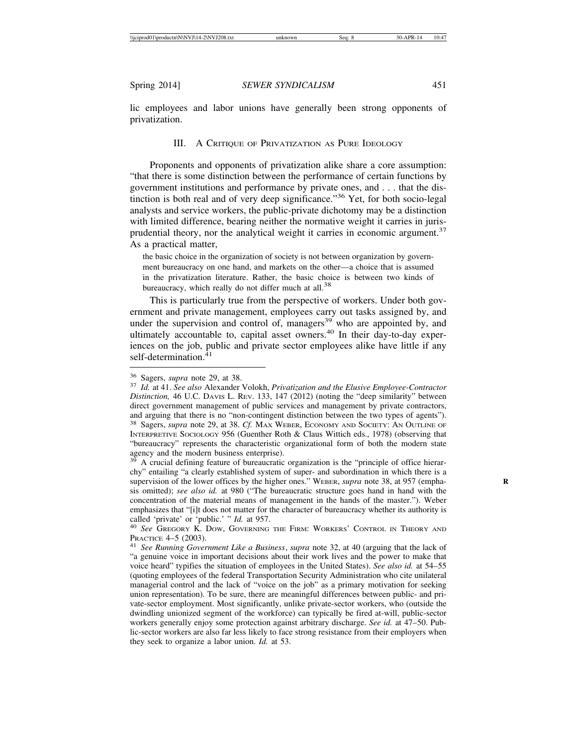lic employees and labor unions have generally been strong opponents of privatization.

### III. A Critique of Privatization as Pure Ideology

Proponents and opponents of privatization alike share a core assumption: "that there is some distinction between the performance of certain functions by government institutions and performance by private ones, and . . . that the distinction is both real and of very deep significance."[36] Yet, for both socio-legal analysts and service workers, the public-private dichotomy may be a distinction with limited difference, bearing neither the normative weight it carries in jurisprudential theory, nor the analytical weight it carries in economic argument.[37] As a practical matter,

> the basic choice in the organization of society is not between organization by government bureaucracy on one hand, and markets on the other—a choice that is assumed in the privatization literature. Rather, the basic choice is between two kinds of bureaucracy, which really do not differ much at all.[38]

This is particularly true from the perspective of workers. Under both government and private management, employees carry out tasks assigned by, and under the supervision and control of, managers[39] who are appointed by, and ultimately accountable to, capital asset owners.[40] In their day-to-day experiences on the job, public and private sector employees alike have little if any self-determination.[41]

---

[36] Sagers, *supra* note 29, at 38.

[37] *Id.* at 41. *See also* Alexander Volokh, *Privatization and the Elusive Employee-Contractor Distinction,* 46 U.C. Davis L. Rev. 133, 147 (2012) (noting the "deep similarity" between direct government management of public services and management by private contractors, and arguing that there is no "non-contingent distinction between the two types of agents").

[38] Sagers, *supra* note 29, at 38. *Cf.* Max Weber, Economy and Society: An Outline of Interpretive Sociology 956 (Guenther Roth & Claus Wittich eds., 1978) (observing that "bureaucracy" represents the characteristic organizational form of both the modern state agency and the modern business enterprise).

[39] A crucial defining feature of bureaucratic organization is the "principle of office hierarchy" entailing "a clearly established system of super- and subordination in which there is a supervision of the lower offices by the higher ones." Weber, *supra* note 38, at 957 (emphasis omitted); *see also id.* at 980 ("The bureaucratic structure goes hand in hand with the concentration of the material means of management in the hands of the master."). Weber emphasizes that "[i]t does not matter for the character of bureaucracy whether its authority is called 'private' or 'public.' " *Id.* at 957.

[40] *See* Gregory K. Dow, Governing the Firm: Workers' Control in Theory and Practice 4–5 (2003).

[41] *See Running Government Like a Business*, *supra* note 32, at 40 (arguing that the lack of "a genuine voice in important decisions about their work lives and the power to make that voice heard" typifies the situation of employees in the United States). *See also id.* at 54–55 (quoting employees of the federal Transportation Security Administration who cite unilateral managerial control and the lack of "voice on the job" as a primary motivation for seeking union representation). To be sure, there are meaningful differences between public- and private-sector employment. Most significantly, unlike private-sector workers, who (outside the dwindling unionized segment of the workforce) can typically be fired at-will, public-sector workers generally enjoy some protection against arbitrary discharge. *See id.* at 47–50. Public-sector workers are also far less likely to face strong resistance from their employers when they seek to organize a labor union. *Id.* at 53.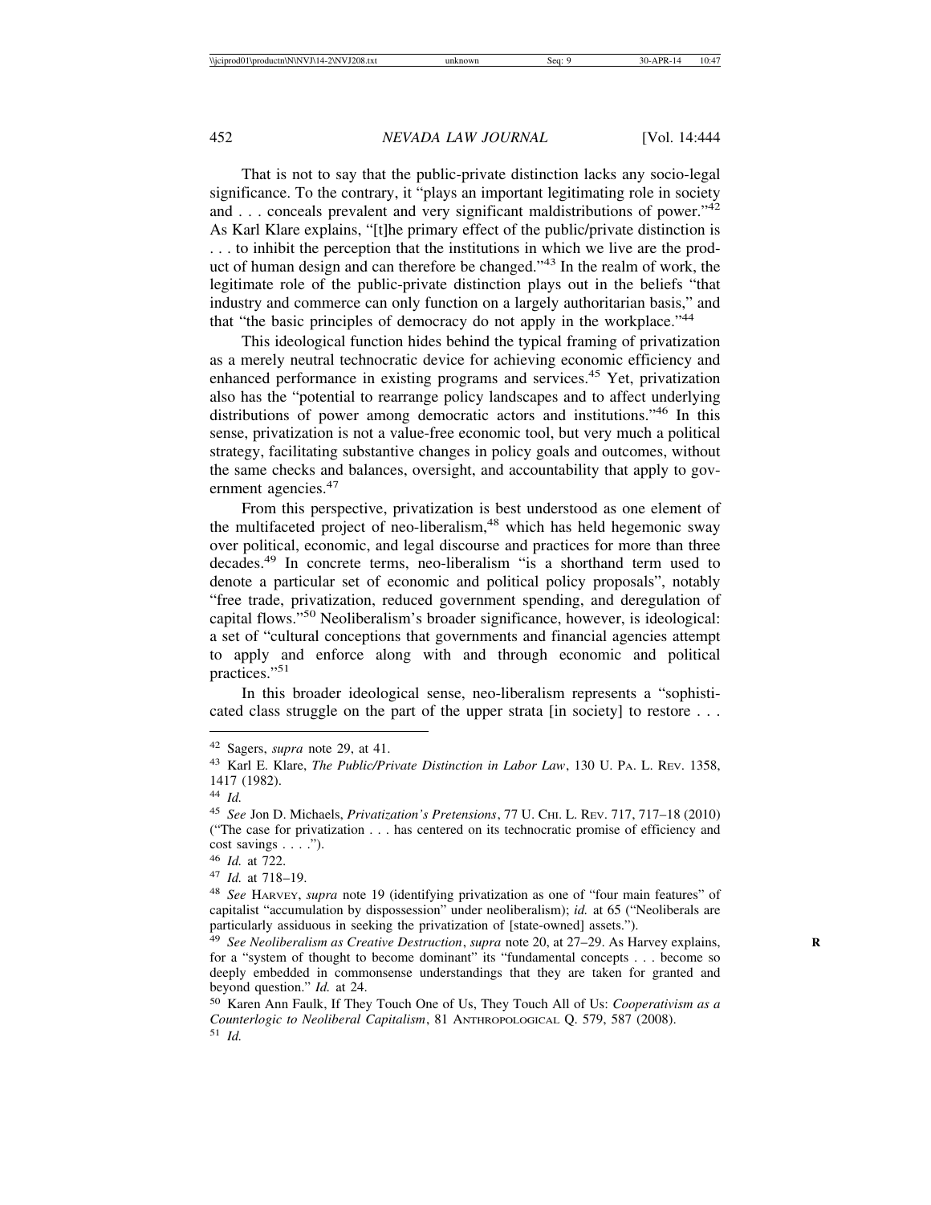That is not to say that the public-private distinction lacks any socio-legal significance. To the contrary, it "plays an important legitimating role in society and . . . conceals prevalent and very significant maldistributions of power."[42] As Karl Klare explains, "[t]he primary effect of the public/private distinction is . . . to inhibit the perception that the institutions in which we live are the product of human design and can therefore be changed."[43] In the realm of work, the legitimate role of the public-private distinction plays out in the beliefs "that industry and commerce can only function on a largely authoritarian basis," and that "the basic principles of democracy do not apply in the workplace."[44]

This ideological function hides behind the typical framing of privatization as a merely neutral technocratic device for achieving economic efficiency and enhanced performance in existing programs and services.[45] Yet, privatization also has the "potential to rearrange policy landscapes and to affect underlying distributions of power among democratic actors and institutions."[46] In this sense, privatization is not a value-free economic tool, but very much a political strategy, facilitating substantive changes in policy goals and outcomes, without the same checks and balances, oversight, and accountability that apply to government agencies.[47]

From this perspective, privatization is best understood as one element of the multifaceted project of neo-liberalism,[48] which has held hegemonic sway over political, economic, and legal discourse and practices for more than three decades.[49] In concrete terms, neo-liberalism "is a shorthand term used to denote a particular set of economic and political policy proposals", notably "free trade, privatization, reduced government spending, and deregulation of capital flows."[50] Neoliberalism's broader significance, however, is ideological: a set of "cultural conceptions that governments and financial agencies attempt to apply and enforce along with and through economic and political practices."[51]

In this broader ideological sense, neo-liberalism represents a "sophisticated class struggle on the part of the upper strata [in society] to restore . . .

---

[42] Sagers, *supra* note 29, at 41.

[43] Karl E. Klare, *The Public/Private Distinction in Labor Law*, 130 U. PA. L. REV. 1358, 1417 (1982).

[44] *Id.*

[45] *See* Jon D. Michaels, *Privatization's Pretensions*, 77 U. CHI. L. REV. 717, 717–18 (2010) ("The case for privatization . . . has centered on its technocratic promise of efficiency and cost savings . . . .").

[46] *Id.* at 722.

[47] *Id.* at 718–19.

[48] *See* HARVEY, *supra* note 19 (identifying privatization as one of "four main features" of capitalist "accumulation by dispossession" under neoliberalism); *id.* at 65 ("Neoliberals are particularly assiduous in seeking the privatization of [state-owned] assets.").

[49] *See Neoliberalism as Creative Destruction*, *supra* note 20, at 27–29. As Harvey explains, for a "system of thought to become dominant" its "fundamental concepts . . . become so deeply embedded in commonsense understandings that they are taken for granted and beyond question." *Id.* at 24.

[50] Karen Ann Faulk, If They Touch One of Us, They Touch All of Us: *Cooperativism as a Counterlogic to Neoliberal Capitalism*, 81 ANTHROPOLOGICAL Q. 579, 587 (2008).

[51] *Id.*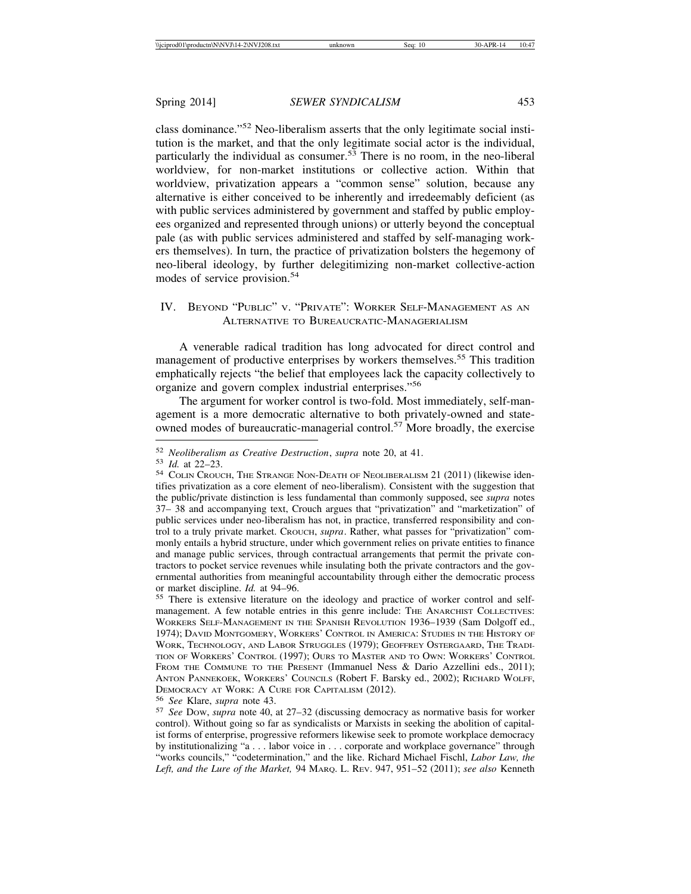class dominance."[52] Neo-liberalism asserts that the only legitimate social institution is the market, and that the only legitimate social actor is the individual, particularly the individual as consumer.[53] There is no room, in the neo-liberal worldview, for non-market institutions or collective action. Within that worldview, privatization appears a "common sense" solution, because any alternative is either conceived to be inherently and irredeemably deficient (as with public services administered by government and staffed by public employees organized and represented through unions) or utterly beyond the conceptual pale (as with public services administered and staffed by self-managing workers themselves). In turn, the practice of privatization bolsters the hegemony of neo-liberal ideology, by further delegitimizing non-market collective-action modes of service provision.[54]

## IV. Beyond "Public" v. "Private": Worker Self-Management as an Alternative to Bureaucratic-Managerialism

A venerable radical tradition has long advocated for direct control and management of productive enterprises by workers themselves.[55] This tradition emphatically rejects "the belief that employees lack the capacity collectively to organize and govern complex industrial enterprises."[56]

The argument for worker control is two-fold. Most immediately, self-management is a more democratic alternative to both privately-owned and state-owned modes of bureaucratic-managerial control.[57] More broadly, the exercise

---

[52] *Neoliberalism as Creative Destruction*, *supra* note 20, at 41.

[53] *Id.* at 22–23.

[54] Colin Crouch, The Strange Non-Death of Neoliberalism 21 (2011) (likewise identifies privatization as a core element of neo-liberalism). Consistent with the suggestion that the public/private distinction is less fundamental than commonly supposed, see *supra* notes 37– 38 and accompanying text, Crouch argues that "privatization" and "marketization" of public services under neo-liberalism has not, in practice, transferred responsibility and control to a truly private market. Crouch, *supra*. Rather, what passes for "privatization" commonly entails a hybrid structure, under which government relies on private entities to finance and manage public services, through contractual arrangements that permit the private contractors to pocket service revenues while insulating both the private contractors and the governmental authorities from meaningful accountability through either the democratic process or market discipline. *Id.* at 94–96.

[55] There is extensive literature on the ideology and practice of worker control and self-management. A few notable entries in this genre include: The Anarchist Collectives: Workers Self-Management in the Spanish Revolution 1936–1939 (Sam Dolgoff ed., 1974); David Montgomery, Workers' Control in America: Studies in the History of Work, Technology, and Labor Struggles (1979); Geoffrey Ostergaard, The Tradition of Workers' Control (1997); Ours to Master and to Own: Workers' Control From the Commune to the Present (Immanuel Ness & Dario Azzellini eds., 2011); Anton Pannekoek, Workers' Councils (Robert F. Barsky ed., 2002); Richard Wolff, Democracy at Work: A Cure for Capitalism (2012).

[56] *See* Klare, *supra* note 43.

[57] *See* Dow, *supra* note 40, at 27–32 (discussing democracy as normative basis for worker control). Without going so far as syndicalists or Marxists in seeking the abolition of capitalist forms of enterprise, progressive reformers likewise seek to promote workplace democracy by institutionalizing "a . . . labor voice in . . . corporate and workplace governance" through "works councils," "codetermination," and the like. Richard Michael Fischl, *Labor Law, the Left, and the Lure of the Market,* 94 Marq. L. Rev. 947, 951–52 (2011); *see also* Kenneth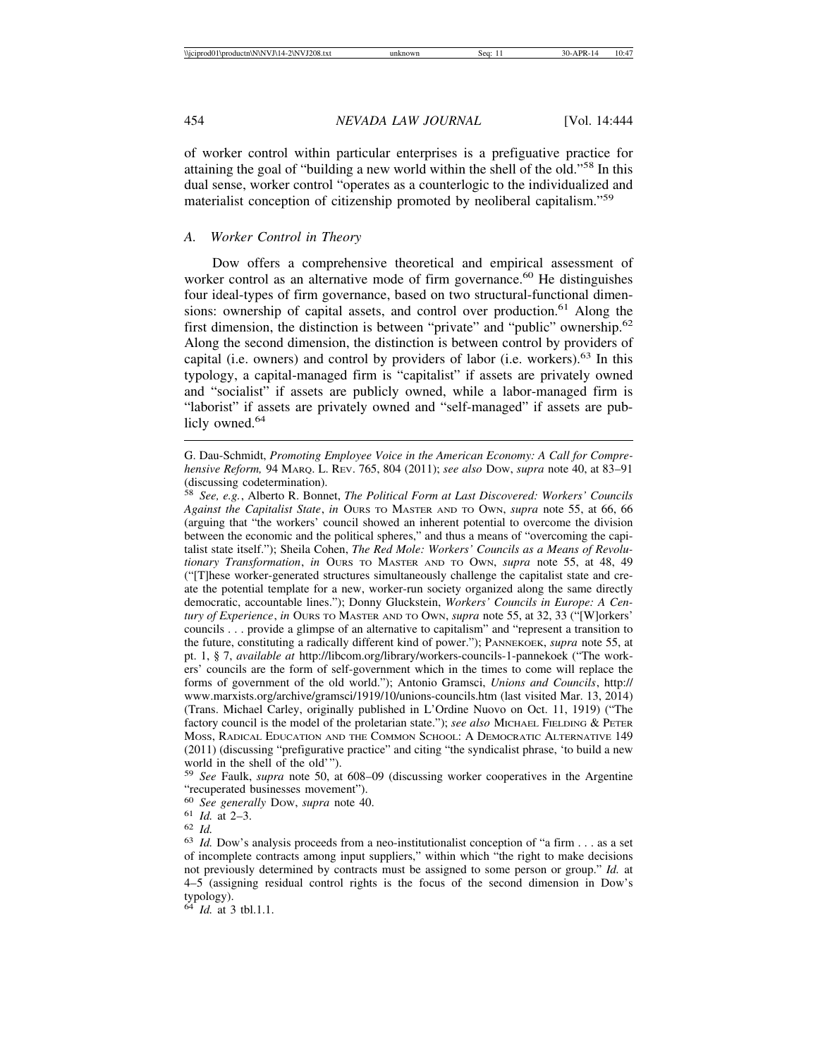of worker control within particular enterprises is a prefiguative practice for attaining the goal of "building a new world within the shell of the old."[58] In this dual sense, worker control "operates as a counterlogic to the individualized and materialist conception of citizenship promoted by neoliberal capitalism."[59]

### A. *Worker Control in Theory*

Dow offers a comprehensive theoretical and empirical assessment of worker control as an alternative mode of firm governance.[60] He distinguishes four ideal-types of firm governance, based on two structural-functional dimensions: ownership of capital assets, and control over production.[61] Along the first dimension, the distinction is between "private" and "public" ownership.[62] Along the second dimension, the distinction is between control by providers of capital (i.e. owners) and control by providers of labor (i.e. workers).[63] In this typology, a capital-managed firm is "capitalist" if assets are privately owned and "socialist" if assets are publicly owned, while a labor-managed firm is "laborist" if assets are privately owned and "self-managed" if assets are publicly owned.[64]

---

G. Dau-Schmidt, *Promoting Employee Voice in the American Economy: A Call for Comprehensive Reform,* 94 MARQ. L. REV. 765, 804 (2011); *see also* DOW, *supra* note 40, at 83–91 (discussing codetermination).

[58] *See, e.g.*, Alberto R. Bonnet, *The Political Form at Last Discovered: Workers' Councils Against the Capitalist State*, *in* OURS TO MASTER AND TO OWN, *supra* note 55, at 66, 66 (arguing that "the workers' council showed an inherent potential to overcome the division between the economic and the political spheres," and thus a means of "overcoming the capitalist state itself."); Sheila Cohen, *The Red Mole: Workers' Councils as a Means of Revolutionary Transformation*, *in* OURS TO MASTER AND TO OWN, *supra* note 55, at 48, 49 ("[T]hese worker-generated structures simultaneously challenge the capitalist state and create the potential template for a new, worker-run society organized along the same directly democratic, accountable lines."); Donny Gluckstein, *Workers' Councils in Europe: A Century of Experience*, *in* OURS TO MASTER AND TO OWN, *supra* note 55, at 32, 33 ("[W]orkers' councils . . . provide a glimpse of an alternative to capitalism" and "represent a transition to the future, constituting a radically different kind of power."); PANNEKOEK, *supra* note 55, at pt. 1, § 7, *available at* http://libcom.org/library/workers-councils-1-pannekoek ("The workers' councils are the form of self-government which in the times to come will replace the forms of government of the old world."); Antonio Gramsci, *Unions and Councils*, http://www.marxists.org/archive/gramsci/1919/10/unions-councils.htm (last visited Mar. 13, 2014) (Trans. Michael Carley, originally published in L'Ordine Nuovo on Oct. 11, 1919) ("The factory council is the model of the proletarian state."); *see also* MICHAEL FIELDING & PETER MOSS, RADICAL EDUCATION AND THE COMMON SCHOOL: A DEMOCRATIC ALTERNATIVE 149 (2011) (discussing "prefigurative practice" and citing "the syndicalist phrase, 'to build a new world in the shell of the old'").

[59] *See* Faulk, *supra* note 50, at 608–09 (discussing worker cooperatives in the Argentine "recuperated businesses movement").

[60] *See generally* DOW, *supra* note 40.

[61] *Id.* at 2–3.

[62] *Id.*

[63] *Id.* Dow's analysis proceeds from a neo-institutionalist conception of "a firm . . . as a set of incomplete contracts among input suppliers," within which "the right to make decisions not previously determined by contracts must be assigned to some person or group." *Id.* at 4–5 (assigning residual control rights is the focus of the second dimension in Dow's typology).

[64] *Id.* at 3 tbl.1.1.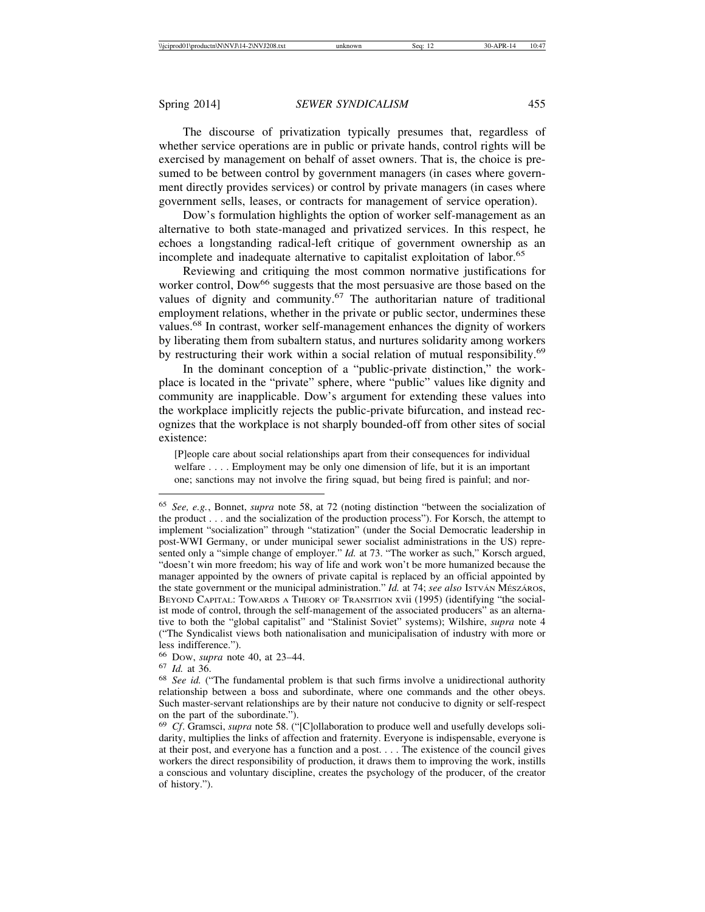The discourse of privatization typically presumes that, regardless of whether service operations are in public or private hands, control rights will be exercised by management on behalf of asset owners. That is, the choice is presumed to be between control by government managers (in cases where government directly provides services) or control by private managers (in cases where government sells, leases, or contracts for management of service operation).

Dow's formulation highlights the option of worker self-management as an alternative to both state-managed and privatized services. In this respect, he echoes a longstanding radical-left critique of government ownership as an incomplete and inadequate alternative to capitalist exploitation of labor.[65]

Reviewing and critiquing the most common normative justifications for worker control, Dow[66] suggests that the most persuasive are those based on the values of dignity and community.[67] The authoritarian nature of traditional employment relations, whether in the private or public sector, undermines these values.[68] In contrast, worker self-management enhances the dignity of workers by liberating them from subaltern status, and nurtures solidarity among workers by restructuring their work within a social relation of mutual responsibility.[69]

In the dominant conception of a "public-private distinction," the workplace is located in the "private" sphere, where "public" values like dignity and community are inapplicable. Dow's argument for extending these values into the workplace implicitly rejects the public-private bifurcation, and instead recognizes that the workplace is not sharply bounded-off from other sites of social existence:

> [P]eople care about social relationships apart from their consequences for individual welfare . . . . Employment may be only one dimension of life, but it is an important one; sanctions may not involve the firing squad, but being fired is painful; and nor-

---

[65] *See, e.g.*, Bonnet, *supra* note 58, at 72 (noting distinction "between the socialization of the product . . . and the socialization of the production process"). For Korsch, the attempt to implement "socialization" through "statization" (under the Social Democratic leadership in post-WWI Germany, or under municipal sewer socialist administrations in the US) represented only a "simple change of employer." *Id.* at 73. "The worker as such," Korsch argued, "doesn't win more freedom; his way of life and work won't be more humanized because the manager appointed by the owners of private capital is replaced by an official appointed by the state government or the municipal administration." *Id.* at 74; *see also* István Mészáros, Beyond Capital: Towards a Theory of Transition xvii (1995) (identifying "the socialist mode of control, through the self-management of the associated producers" as an alternative to both the "global capitalist" and "Stalinist Soviet" systems); Wilshire, *supra* note 4 ("The Syndicalist views both nationalisation and municipalisation of industry with more or less indifference.").

[66] Dow, *supra* note 40, at 23–44.

[67] *Id.* at 36.

[68] *See id.* ("The fundamental problem is that such firms involve a unidirectional authority relationship between a boss and subordinate, where one commands and the other obeys. Such master-servant relationships are by their nature not conducive to dignity or self-respect on the part of the subordinate.").

[69] *Cf*. Gramsci, *supra* note 58. ("[C]ollaboration to produce well and usefully develops solidarity, multiplies the links of affection and fraternity. Everyone is indispensable, everyone is at their post, and everyone has a function and a post. . . . The existence of the council gives workers the direct responsibility of production, it draws them to improving the work, instills a conscious and voluntary discipline, creates the psychology of the producer, of the creator of history.").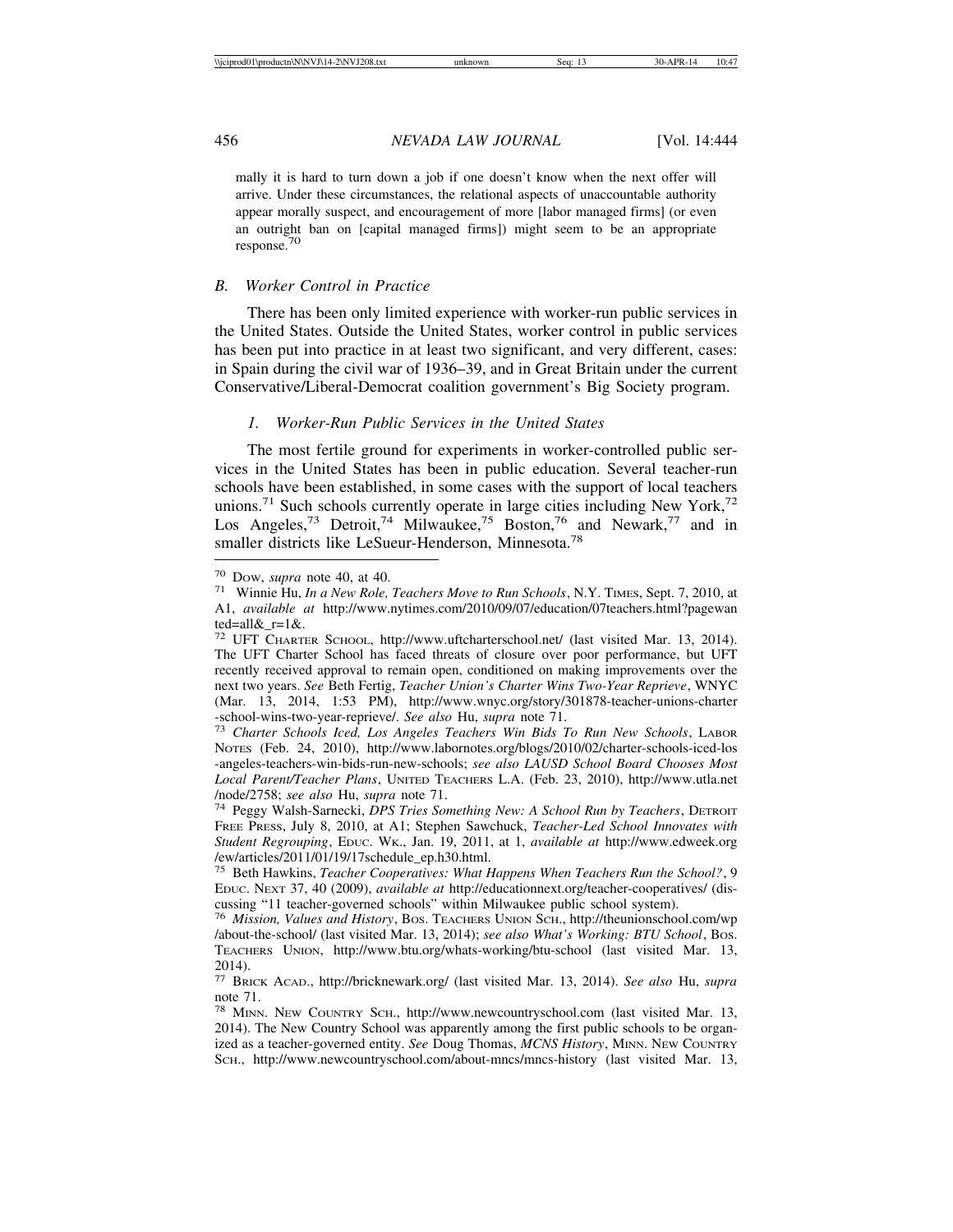mally it is hard to turn down a job if one doesn't know when the next offer will arrive. Under these circumstances, the relational aspects of unaccountable authority appear morally suspect, and encouragement of more [labor managed firms] (or even an outright ban on [capital managed firms]) might seem to be an appropriate response.[70]

### *B. Worker Control in Practice*

There has been only limited experience with worker-run public services in the United States. Outside the United States, worker control in public services has been put into practice in at least two significant, and very different, cases: in Spain during the civil war of 1936–39, and in Great Britain under the current Conservative/Liberal-Democrat coalition government's Big Society program.

#### *1. Worker-Run Public Services in the United States*

The most fertile ground for experiments in worker-controlled public services in the United States has been in public education. Several teacher-run schools have been established, in some cases with the support of local teachers unions.[71] Such schools currently operate in large cities including New York,[72] Los Angeles,[73] Detroit,[74] Milwaukee,[75] Boston,[76] and Newark,[77] and in smaller districts like LeSueur-Henderson, Minnesota.[78]

---

[70] Dow, *supra* note 40, at 40.

[71] Winnie Hu, *In a New Role, Teachers Move to Run Schools*, N.Y. Times, Sept. 7, 2010, at A1, *available at* http://www.nytimes.com/2010/09/07/education/07teachers.html?pagewanted=all&_r=1&.

[72] UFT Charter School, http://www.uftcharterschool.net/ (last visited Mar. 13, 2014). The UFT Charter School has faced threats of closure over poor performance, but UFT recently received approval to remain open, conditioned on making improvements over the next two years. *See* Beth Fertig, *Teacher Union's Charter Wins Two-Year Reprieve*, WNYC (Mar. 13, 2014, 1:53 PM), http://www.wnyc.org/story/301878-teacher-unions-charter-school-wins-two-year-reprieve/. *See also* Hu, *supra* note 71.

[73] *Charter Schools Iced, Los Angeles Teachers Win Bids To Run New Schools*, Labor Notes (Feb. 24, 2010), http://www.labornotes.org/blogs/2010/02/charter-schools-iced-los-angeles-teachers-win-bids-run-new-schools; *see also LAUSD School Board Chooses Most Local Parent/Teacher Plans*, United Teachers L.A. (Feb. 23, 2010), http://www.utla.net/node/2758; *see also* Hu, *supra* note 71.

[74] Peggy Walsh-Sarnecki, *DPS Tries Something New: A School Run by Teachers*, Detroit Free Press, July 8, 2010, at A1; Stephen Sawchuck, *Teacher-Led School Innovates with Student Regrouping*, Educ. Wk., Jan. 19, 2011, at 1, *available at* http://www.edweek.org/ew/articles/2011/01/19/17schedule_ep.h30.html.

[75] Beth Hawkins, *Teacher Cooperatives: What Happens When Teachers Run the School?*, 9 Educ. Next 37, 40 (2009), *available at* http://educationnext.org/teacher-cooperatives/ (discussing "11 teacher-governed schools" within Milwaukee public school system).

[76] *Mission, Values and History*, Bos. Teachers Union Sch., http://theunionschool.com/wp/about-the-school/ (last visited Mar. 13, 2014); *see also What's Working: BTU School*, Bos. Teachers Union, http://www.btu.org/whats-working/btu-school (last visited Mar. 13, 2014).

[77] Brick Acad., http://bricknewark.org/ (last visited Mar. 13, 2014). *See also* Hu, *supra* note 71.

[78] Minn. New Country Sch., http://www.newcountryschool.com (last visited Mar. 13, 2014). The New Country School was apparently among the first public schools to be organized as a teacher-governed entity. *See* Doug Thomas, *MCNS History*, Minn. New Country Sch., http://www.newcountryschool.com/about-mncs/mncs-history (last visited Mar. 13,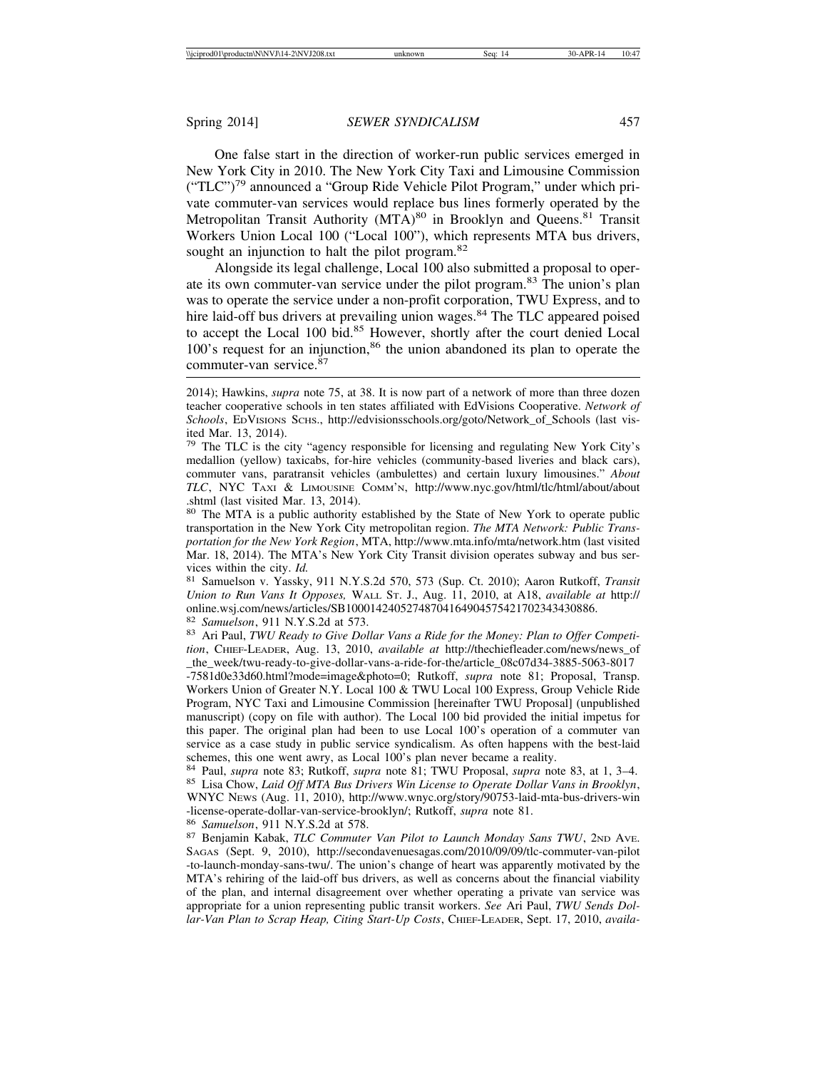One false start in the direction of worker-run public services emerged in New York City in 2010. The New York City Taxi and Limousine Commission ("TLC")[79] announced a "Group Ride Vehicle Pilot Program," under which private commuter-van services would replace bus lines formerly operated by the Metropolitan Transit Authority (MTA)[80] in Brooklyn and Queens.[81] Transit Workers Union Local 100 ("Local 100"), which represents MTA bus drivers, sought an injunction to halt the pilot program.[82]

Alongside its legal challenge, Local 100 also submitted a proposal to operate its own commuter-van service under the pilot program.[83] The union's plan was to operate the service under a non-profit corporation, TWU Express, and to hire laid-off bus drivers at prevailing union wages.[84] The TLC appeared poised to accept the Local 100 bid.[85] However, shortly after the court denied Local 100's request for an injunction,[86] the union abandoned its plan to operate the commuter-van service.[87]

---

2014); Hawkins, *supra* note 75, at 38. It is now part of a network of more than three dozen teacher cooperative schools in ten states affiliated with EdVisions Cooperative. *Network of Schools*, EdVisions Schs., http://edvisionsschools.org/goto/Network_of_Schools (last visited Mar. 13, 2014).

[79] The TLC is the city "agency responsible for licensing and regulating New York City's medallion (yellow) taxicabs, for-hire vehicles (community-based liveries and black cars), commuter vans, paratransit vehicles (ambulettes) and certain luxury limousines." *About TLC*, NYC Taxi & Limousine Comm'n, http://www.nyc.gov/html/tlc/html/about/about.shtml (last visited Mar. 13, 2014).

[80] The MTA is a public authority established by the State of New York to operate public transportation in the New York City metropolitan region. *The MTA Network: Public Transportation for the New York Region*, MTA, http://www.mta.info/mta/network.htm (last visited Mar. 18, 2014). The MTA's New York City Transit division operates subway and bus services within the city. *Id.*

[81] Samuelson v. Yassky, 911 N.Y.S.2d 570, 573 (Sup. Ct. 2010); Aaron Rutkoff, *Transit Union to Run Vans It Opposes,* Wall St. J., Aug. 11, 2010, at A18, *available at* http://online.wsj.com/news/articles/SB10001424052748704164904575421702343430886.

[82] *Samuelson*, 911 N.Y.S.2d at 573.

[83] Ari Paul, *TWU Ready to Give Dollar Vans a Ride for the Money: Plan to Offer Competition*, Chief-Leader, Aug. 13, 2010, *available at* http://thechiefleader.com/news/news_of_the_week/twu-ready-to-give-dollar-vans-a-ride-for-the/article_08c07d34-3885-5063-8017-7581d0e33d60.html?mode=image&photo=0; Rutkoff, *supra* note 81; Proposal, Transp. Workers Union of Greater N.Y. Local 100 & TWU Local 100 Express, Group Vehicle Ride Program, NYC Taxi and Limousine Commission [hereinafter TWU Proposal] (unpublished manuscript) (copy on file with author). The Local 100 bid provided the initial impetus for this paper. The original plan had been to use Local 100's operation of a commuter van service as a case study in public service syndicalism. As often happens with the best-laid schemes, this one went awry, as Local 100's plan never became a reality.

[84] Paul, *supra* note 83; Rutkoff, *supra* note 81; TWU Proposal, *supra* note 83, at 1, 3–4.

[85] Lisa Chow, *Laid Off MTA Bus Drivers Win License to Operate Dollar Vans in Brooklyn*, WNYC News (Aug. 11, 2010), http://www.wnyc.org/story/90753-laid-mta-bus-drivers-win-license-operate-dollar-van-service-brooklyn/; Rutkoff, *supra* note 81.

[86] *Samuelson*, 911 N.Y.S.2d at 578.

[87] Benjamin Kabak, *TLC Commuter Van Pilot to Launch Monday Sans TWU*, 2nd Ave. Sagas (Sept. 9, 2010), http://secondavenuesagas.com/2010/09/09/tlc-commuter-van-pilot-to-launch-monday-sans-twu/. The union's change of heart was apparently motivated by the MTA's rehiring of the laid-off bus drivers, as well as concerns about the financial viability of the plan, and internal disagreement over whether operating a private van service was appropriate for a union representing public transit workers. *See* Ari Paul, *TWU Sends Dollar-Van Plan to Scrap Heap, Citing Start-Up Costs*, Chief-Leader, Sept. 17, 2010, *availa-*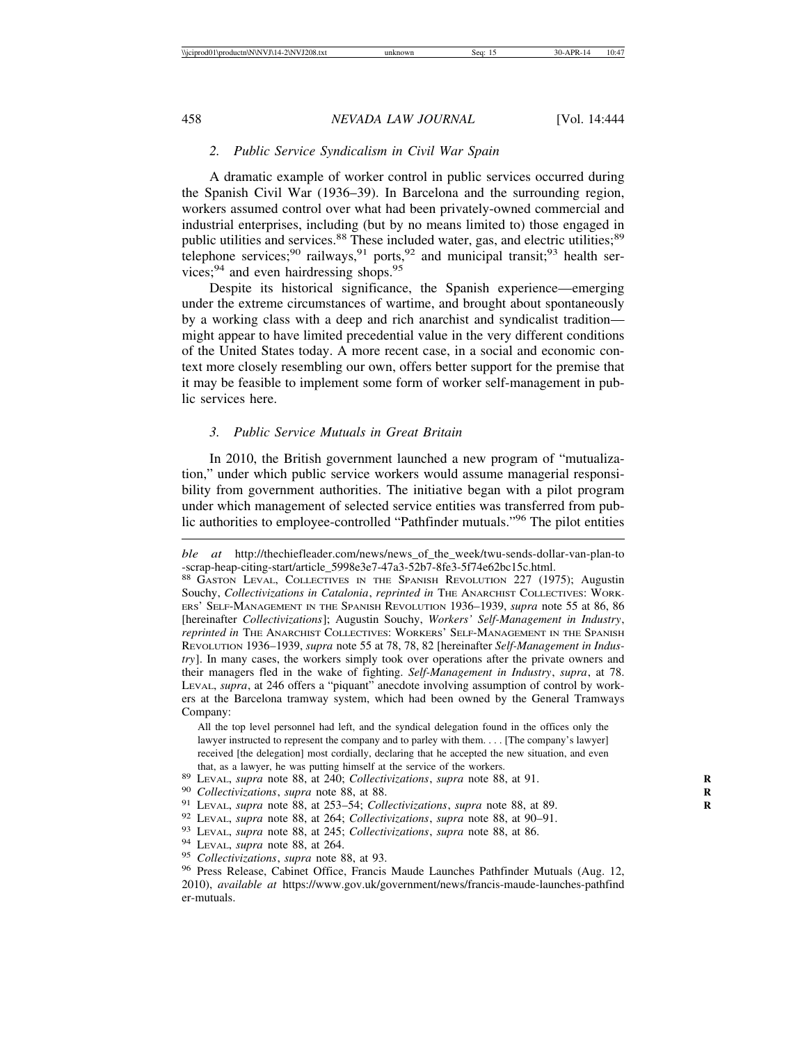### 2. Public Service Syndicalism in Civil War Spain

A dramatic example of worker control in public services occurred during the Spanish Civil War (1936–39). In Barcelona and the surrounding region, workers assumed control over what had been privately-owned commercial and industrial enterprises, including (but by no means limited to) those engaged in public utilities and services.[88] These included water, gas, and electric utilities;[89] telephone services;[90] railways,[91] ports,[92] and municipal transit;[93] health services;[94] and even hairdressing shops.[95]

Despite its historical significance, the Spanish experience—emerging under the extreme circumstances of wartime, and brought about spontaneously by a working class with a deep and rich anarchist and syndicalist tradition—might appear to have limited precedential value in the very different conditions of the United States today. A more recent case, in a social and economic context more closely resembling our own, offers better support for the premise that it may be feasible to implement some form of worker self-management in public services here.

### 3. Public Service Mutuals in Great Britain

In 2010, the British government launched a new program of "mutualization," under which public service workers would assume managerial responsibility from government authorities. The initiative began with a pilot program under which management of selected service entities was transferred from public authorities to employee-controlled "Pathfinder mutuals."[96] The pilot entities

---

*ble at* http://thechiefleader.com/news/news_of_the_week/twu-sends-dollar-van-plan-to-scrap-heap-citing-start/article_5998e3e7-47a3-52b7-8fe3-5f74e62bc15c.html.

[88] Gaston Leval, Collectives in the Spanish Revolution 227 (1975); Augustin Souchy, *Collectivizations in Catalonia*, *reprinted in* The Anarchist Collectives: Workers' Self-Management in the Spanish Revolution 1936–1939, *supra* note 55 at 86, 86 [hereinafter *Collectivizations*]; Augustin Souchy, *Workers' Self-Management in Industry*, *reprinted in* The Anarchist Collectives: Workers' Self-Management in the Spanish Revolution 1936–1939, *supra* note 55 at 78, 78, 82 [hereinafter *Self-Management in Industry*]. In many cases, the workers simply took over operations after the private owners and their managers fled in the wake of fighting. *Self-Management in Industry*, *supra*, at 78. Leval, *supra*, at 246 offers a "piquant" anecdote involving assumption of control by workers at the Barcelona tramway system, which had been owned by the General Tramways Company:

> All the top level personnel had left, and the syndical delegation found in the offices only the lawyer instructed to represent the company and to parley with them. . . . [The company's lawyer] received [the delegation] most cordially, declaring that he accepted the new situation, and even that, as a lawyer, he was putting himself at the service of the workers.

[89] Leval, *supra* note 88, at 240; *Collectivizations*, *supra* note 88, at 91.

[90] *Collectivizations*, *supra* note 88, at 88.

[91] Leval, *supra* note 88, at 253–54; *Collectivizations*, *supra* note 88, at 89.

[92] Leval, *supra* note 88, at 264; *Collectivizations*, *supra* note 88, at 90–91.

[93] Leval, *supra* note 88, at 245; *Collectivizations*, *supra* note 88, at 86.

[94] Leval, *supra* note 88, at 264.

[95] *Collectivizations*, *supra* note 88, at 93.

[96] Press Release, Cabinet Office, Francis Maude Launches Pathfinder Mutuals (Aug. 12, 2010), *available at* https://www.gov.uk/government/news/francis-maude-launches-pathfinder-mutuals.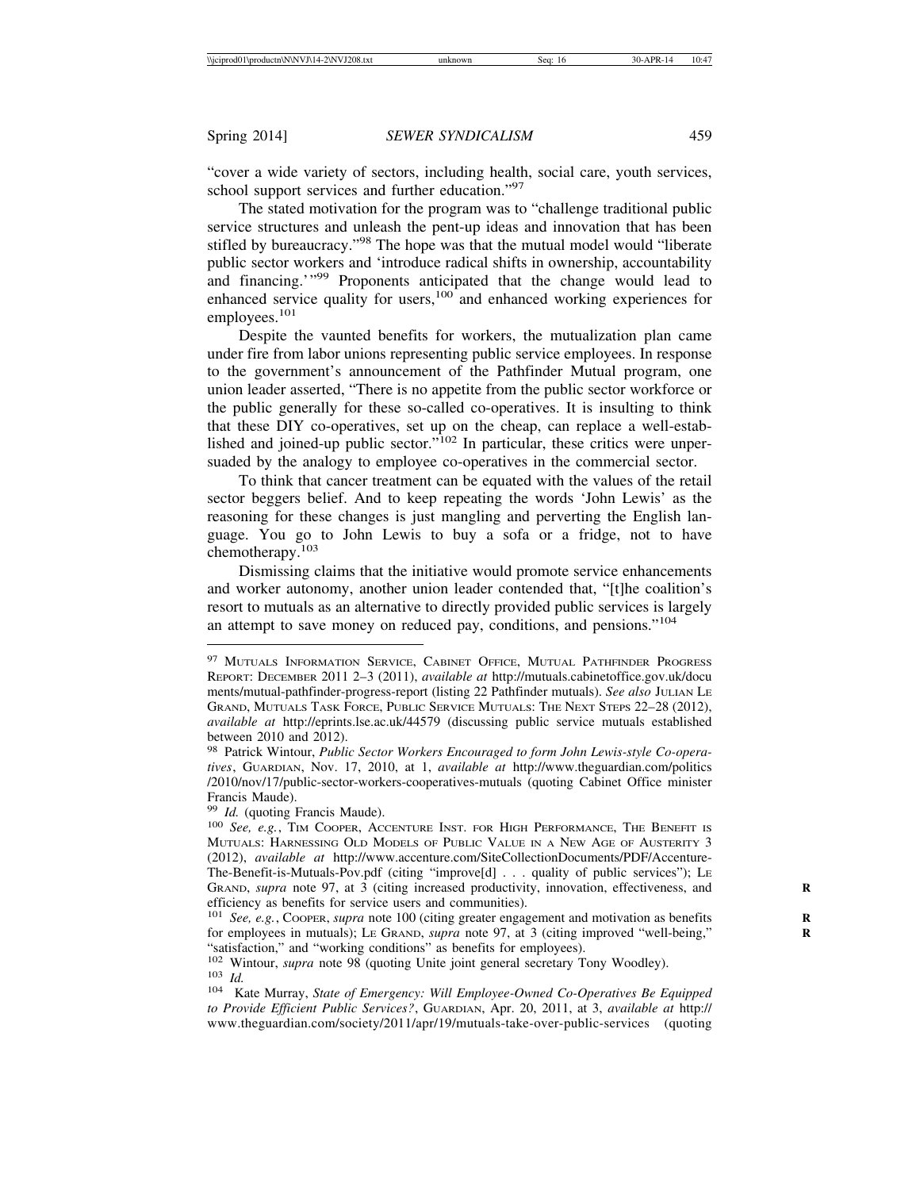"cover a wide variety of sectors, including health, social care, youth services, school support services and further education."[97]

The stated motivation for the program was to "challenge traditional public service structures and unleash the pent-up ideas and innovation that has been stifled by bureaucracy."[98] The hope was that the mutual model would "liberate public sector workers and 'introduce radical shifts in ownership, accountability and financing.'"[99] Proponents anticipated that the change would lead to enhanced service quality for users,[100] and enhanced working experiences for employees.[101]

Despite the vaunted benefits for workers, the mutualization plan came under fire from labor unions representing public service employees. In response to the government's announcement of the Pathfinder Mutual program, one union leader asserted, "There is no appetite from the public sector workforce or the public generally for these so-called co-operatives. It is insulting to think that these DIY co-operatives, set up on the cheap, can replace a well-established and joined-up public sector."[102] In particular, these critics were unpersuaded by the analogy to employee co-operatives in the commercial sector.

> To think that cancer treatment can be equated with the values of the retail sector beggers belief. And to keep repeating the words 'John Lewis' as the reasoning for these changes is just mangling and perverting the English language. You go to John Lewis to buy a sofa or a fridge, not to have chemotherapy.[103]

Dismissing claims that the initiative would promote service enhancements and worker autonomy, another union leader contended that, "[t]he coalition's resort to mutuals as an alternative to directly provided public services is largely an attempt to save money on reduced pay, conditions, and pensions."[104]

---

[97] Mutuals Information Service, Cabinet Office, Mutual Pathfinder Progress Report: December 2011 2–3 (2011), *available at* http://mutuals.cabinetoffice.gov.uk/documents/mutual-pathfinder-progress-report (listing 22 Pathfinder mutuals). *See also* Julian Le Grand, Mutuals Task Force, Public Service Mutuals: The Next Steps 22–28 (2012), *available at* http://eprints.lse.ac.uk/44579 (discussing public service mutuals established between 2010 and 2012).

[98] Patrick Wintour, *Public Sector Workers Encouraged to form John Lewis-style Co-operatives*, Guardian, Nov. 17, 2010, at 1, *available at* http://www.theguardian.com/politics/2010/nov/17/public-sector-workers-cooperatives-mutuals (quoting Cabinet Office minister Francis Maude).

[99] *Id.* (quoting Francis Maude).

[100] *See, e.g.*, Tim Cooper, Accenture Inst. for High Performance, The Benefit is Mutuals: Harnessing Old Models of Public Value in a New Age of Austerity 3 (2012), *available at* http://www.accenture.com/SiteCollectionDocuments/PDF/Accenture-The-Benefit-is-Mutuals-Pov.pdf (citing "improve[d] . . . quality of public services"); Le Grand, *supra* note 97, at 3 (citing increased productivity, innovation, effectiveness, and efficiency as benefits for service users and communities).

[101] *See, e.g.*, Cooper, *supra* note 100 (citing greater engagement and motivation as benefits for employees in mutuals); Le Grand, *supra* note 97, at 3 (citing improved "well-being," "satisfaction," and "working conditions" as benefits for employees).

[102] Wintour, *supra* note 98 (quoting Unite joint general secretary Tony Woodley).

[103] *Id.*

[104] Kate Murray, *State of Emergency: Will Employee-Owned Co-Operatives Be Equipped to Provide Efficient Public Services?*, Guardian, Apr. 20, 2011, at 3, *available at* http://www.theguardian.com/society/2011/apr/19/mutuals-take-over-public-services (quoting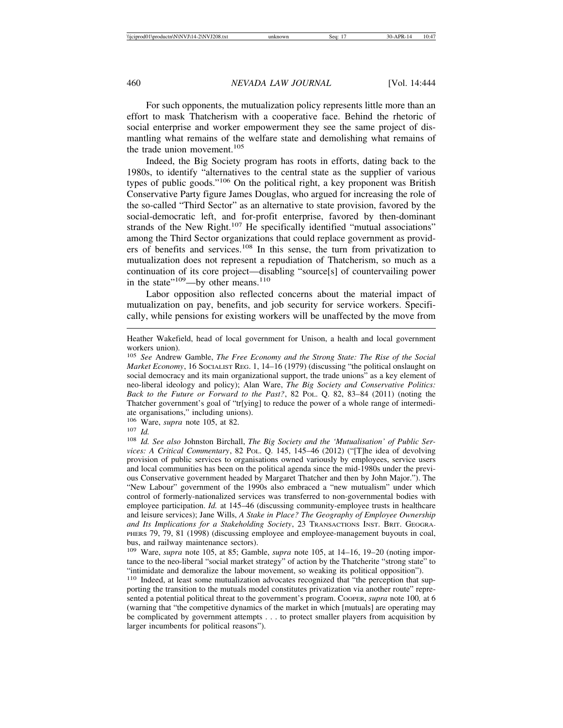For such opponents, the mutualization policy represents little more than an effort to mask Thatcherism with a cooperative face. Behind the rhetoric of social enterprise and worker empowerment they see the same project of dismantling what remains of the welfare state and demolishing what remains of the trade union movement.[105]

Indeed, the Big Society program has roots in efforts, dating back to the 1980s, to identify "alternatives to the central state as the supplier of various types of public goods."[106] On the political right, a key proponent was British Conservative Party figure James Douglas, who argued for increasing the role of the so-called "Third Sector" as an alternative to state provision, favored by the social-democratic left, and for-profit enterprise, favored by then-dominant strands of the New Right.[107] He specifically identified "mutual associations" among the Third Sector organizations that could replace government as providers of benefits and services.[108] In this sense, the turn from privatization to mutualization does not represent a repudiation of Thatcherism, so much as a continuation of its core project—disabling "source[s] of countervailing power in the state"[109]—by other means.[110]

Labor opposition also reflected concerns about the material impact of mutualization on pay, benefits, and job security for service workers. Specifically, while pensions for existing workers will be unaffected by the move from

---

Heather Wakefield, head of local government for Unison, a health and local government workers union).

[105] *See* Andrew Gamble, *The Free Economy and the Strong State: The Rise of the Social Market Economy*, 16 SOCIALIST REG. 1, 14–16 (1979) (discussing "the political onslaught on social democracy and its main organizational support, the trade unions" as a key element of neo-liberal ideology and policy); Alan Ware, *The Big Society and Conservative Politics: Back to the Future or Forward to the Past?*, 82 POL. Q. 82, 83–84 (2011) (noting the Thatcher government's goal of "tr[ying] to reduce the power of a whole range of intermediate organisations," including unions).

[106] Ware, *supra* note 105, at 82.

[107] *Id.*

[108] *Id. See also* Johnston Birchall, *The Big Society and the 'Mutualisation' of Public Services: A Critical Commentary*, 82 POL. Q. 145, 145–46 (2012) ("[T]he idea of devolving provision of public services to organisations owned variously by employees, service users and local communities has been on the political agenda since the mid-1980s under the previous Conservative government headed by Margaret Thatcher and then by John Major."). The "New Labour" government of the 1990s also embraced a "new mutualism" under which control of formerly-nationalized services was transferred to non-governmental bodies with employee participation. *Id.* at 145–46 (discussing community-employee trusts in healthcare and leisure services); Jane Wills, *A Stake in Place? The Geography of Employee Ownership and Its Implications for a Stakeholding Society*, 23 TRANSACTIONS INST. BRIT. GEOGRAPHERS 79, 79, 81 (1998) (discussing employee and employee-management buyouts in coal, bus, and railway maintenance sectors).

[109] Ware, *supra* note 105, at 85; Gamble, *supra* note 105, at 14–16, 19–20 (noting importance to the neo-liberal "social market strategy" of action by the Thatcherite "strong state" to "intimidate and demoralize the labour movement, so weaking its political opposition").

[110] Indeed, at least some mutualization advocates recognized that "the perception that supporting the transition to the mutuals model constitutes privatization via another route" represented a potential political threat to the government's program. COOPER, *supra* note 100*,* at 6 (warning that "the competitive dynamics of the market in which [mutuals] are operating may be complicated by government attempts . . . to protect smaller players from acquisition by larger incumbents for political reasons").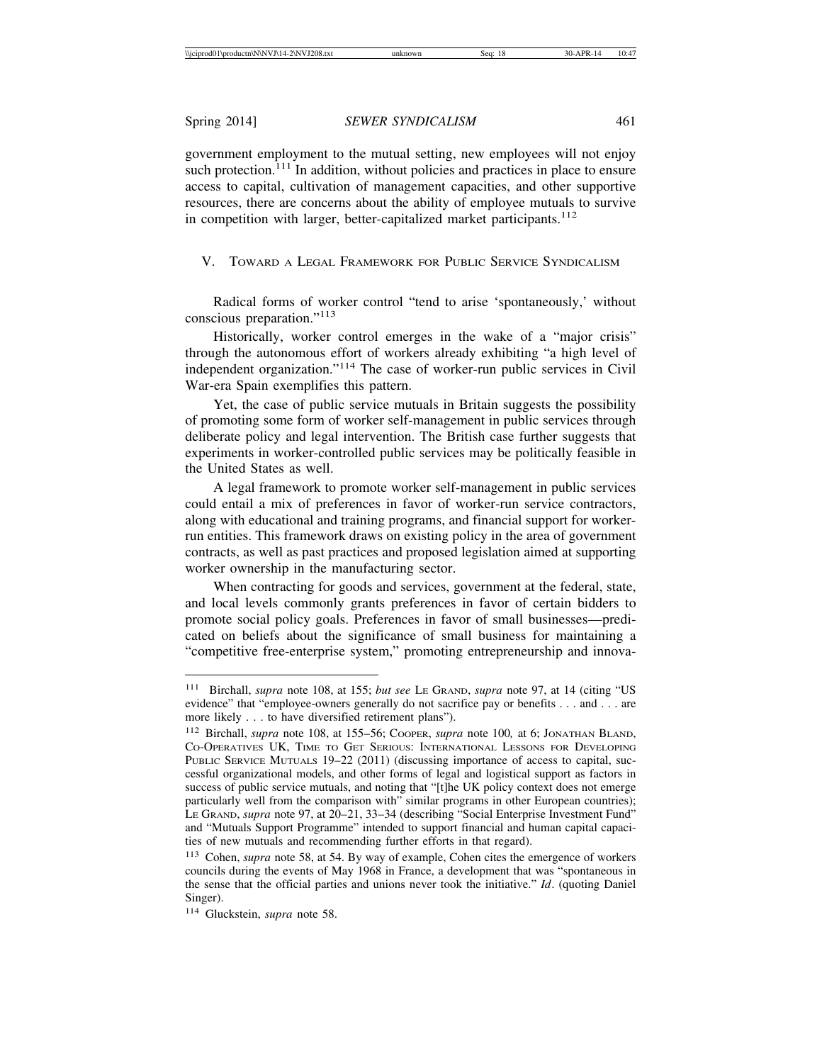government employment to the mutual setting, new employees will not enjoy such protection.[111] In addition, without policies and practices in place to ensure access to capital, cultivation of management capacities, and other supportive resources, there are concerns about the ability of employee mutuals to survive in competition with larger, better-capitalized market participants.[112]

## V. Toward a Legal Framework for Public Service Syndicalism

Radical forms of worker control "tend to arise 'spontaneously,' without conscious preparation."[113]

Historically, worker control emerges in the wake of a "major crisis" through the autonomous effort of workers already exhibiting "a high level of independent organization."[114] The case of worker-run public services in Civil War-era Spain exemplifies this pattern.

Yet, the case of public service mutuals in Britain suggests the possibility of promoting some form of worker self-management in public services through deliberate policy and legal intervention. The British case further suggests that experiments in worker-controlled public services may be politically feasible in the United States as well.

A legal framework to promote worker self-management in public services could entail a mix of preferences in favor of worker-run service contractors, along with educational and training programs, and financial support for worker-run entities. This framework draws on existing policy in the area of government contracts, as well as past practices and proposed legislation aimed at supporting worker ownership in the manufacturing sector.

When contracting for goods and services, government at the federal, state, and local levels commonly grants preferences in favor of certain bidders to promote social policy goals. Preferences in favor of small businesses—predicated on beliefs about the significance of small business for maintaining a "competitive free-enterprise system," promoting entrepreneurship and innova-

---

[111] Birchall, *supra* note 108, at 155; *but see* Le Grand, *supra* note 97, at 14 (citing "US evidence" that "employee-owners generally do not sacrifice pay or benefits . . . and . . . are more likely . . . to have diversified retirement plans").

[112] Birchall, *supra* note 108, at 155–56; Cooper, *supra* note 100*,* at 6; Jonathan Bland, Co-Operatives UK, Time to Get Serious: International Lessons for Developing Public Service Mutuals 19–22 (2011) (discussing importance of access to capital, successful organizational models, and other forms of legal and logistical support as factors in success of public service mutuals, and noting that "[t]he UK policy context does not emerge particularly well from the comparison with" similar programs in other European countries); Le Grand, *supra* note 97, at 20–21, 33–34 (describing "Social Enterprise Investment Fund" and "Mutuals Support Programme" intended to support financial and human capital capacities of new mutuals and recommending further efforts in that regard).

[113] Cohen, *supra* note 58, at 54. By way of example, Cohen cites the emergence of workers councils during the events of May 1968 in France, a development that was "spontaneous in the sense that the official parties and unions never took the initiative." *Id*. (quoting Daniel Singer).

[114] Gluckstein, *supra* note 58.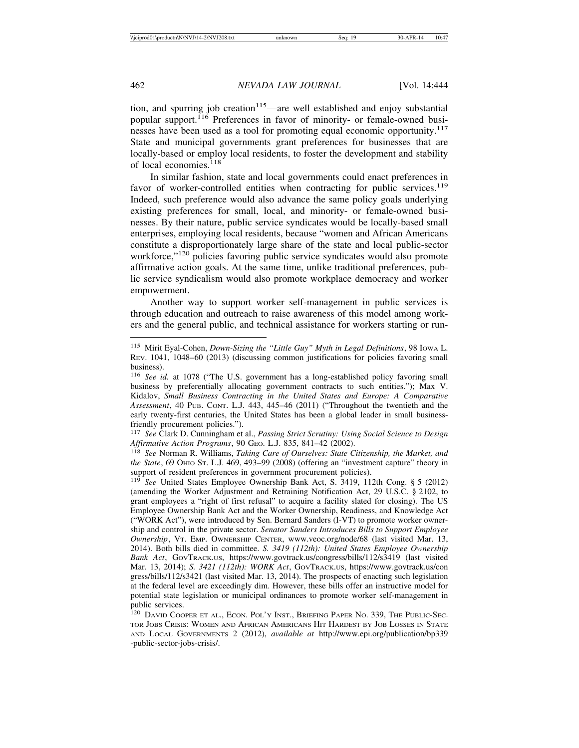tion, and spurring job creation[115]—are well established and enjoy substantial popular support.[116] Preferences in favor of minority- or female-owned businesses have been used as a tool for promoting equal economic opportunity.[117] State and municipal governments grant preferences for businesses that are locally-based or employ local residents, to foster the development and stability of local economies.[118]

In similar fashion, state and local governments could enact preferences in favor of worker-controlled entities when contracting for public services.[119] Indeed, such preference would also advance the same policy goals underlying existing preferences for small, local, and minority- or female-owned businesses. By their nature, public service syndicates would be locally-based small enterprises, employing local residents, because "women and African Americans constitute a disproportionately large share of the state and local public-sector workforce,"[120] policies favoring public service syndicates would also promote affirmative action goals. At the same time, unlike traditional preferences, public service syndicalism would also promote workplace democracy and worker empowerment.

Another way to support worker self-management in public services is through education and outreach to raise awareness of this model among workers and the general public, and technical assistance for workers starting or run-

---

[115] Mirit Eyal-Cohen, *Down-Sizing the "Little Guy" Myth in Legal Definitions*, 98 IOWA L. REV. 1041, 1048–60 (2013) (discussing common justifications for policies favoring small business).

[116] *See id.* at 1078 ("The U.S. government has a long-established policy favoring small business by preferentially allocating government contracts to such entities."); Max V. Kidalov, *Small Business Contracting in the United States and Europe: A Comparative Assessment*, 40 PUB. CONT. L.J. 443, 445–46 (2011) ("Throughout the twentieth and the early twenty-first centuries, the United States has been a global leader in small business-friendly procurement policies.").

[117] *See* Clark D. Cunningham et al., *Passing Strict Scrutiny: Using Social Science to Design Affirmative Action Programs*, 90 GEO. L.J. 835, 841–42 (2002).

[118] *See* Norman R. Williams, *Taking Care of Ourselves: State Citizenship, the Market, and the State*, 69 OHIO ST. L.J. 469, 493–99 (2008) (offering an "investment capture" theory in support of resident preferences in government procurement policies).

[119] *See* United States Employee Ownership Bank Act, S. 3419, 112th Cong. § 5 (2012) (amending the Worker Adjustment and Retraining Notification Act, 29 U.S.C. § 2102, to grant employees a "right of first refusal" to acquire a facility slated for closing). The US Employee Ownership Bank Act and the Worker Ownership, Readiness, and Knowledge Act ("WORK Act"), were introduced by Sen. Bernard Sanders (I-VT) to promote worker ownership and control in the private sector. *Senator Sanders Introduces Bills to Support Employee Ownership*, VT. EMP. OWNERSHIP CENTER, www.veoc.org/node/68 (last visited Mar. 13, 2014). Both bills died in committee. *S. 3419 (112th): United States Employee Ownership Bank Act*, GOVTRACK.US, https://www.govtrack.us/congress/bills/112/s3419 (last visited Mar. 13, 2014); *S. 3421 (112th): WORK Act*, GOVTRACK.US, https://www.govtrack.us/congress/bills/112/s3421 (last visited Mar. 13, 2014). The prospects of enacting such legislation at the federal level are exceedingly dim. However, these bills offer an instructive model for potential state legislation or municipal ordinances to promote worker self-management in public services.

[120] DAVID COOPER ET AL., ECON. POL'Y INST., BRIEFING PAPER NO. 339, THE PUBLIC-SECTOR JOBS CRISIS: WOMEN AND AFRICAN AMERICANS HIT HARDEST BY JOB LOSSES IN STATE AND LOCAL GOVERNMENTS 2 (2012), *available at* http://www.epi.org/publication/bp339-public-sector-jobs-crisis/.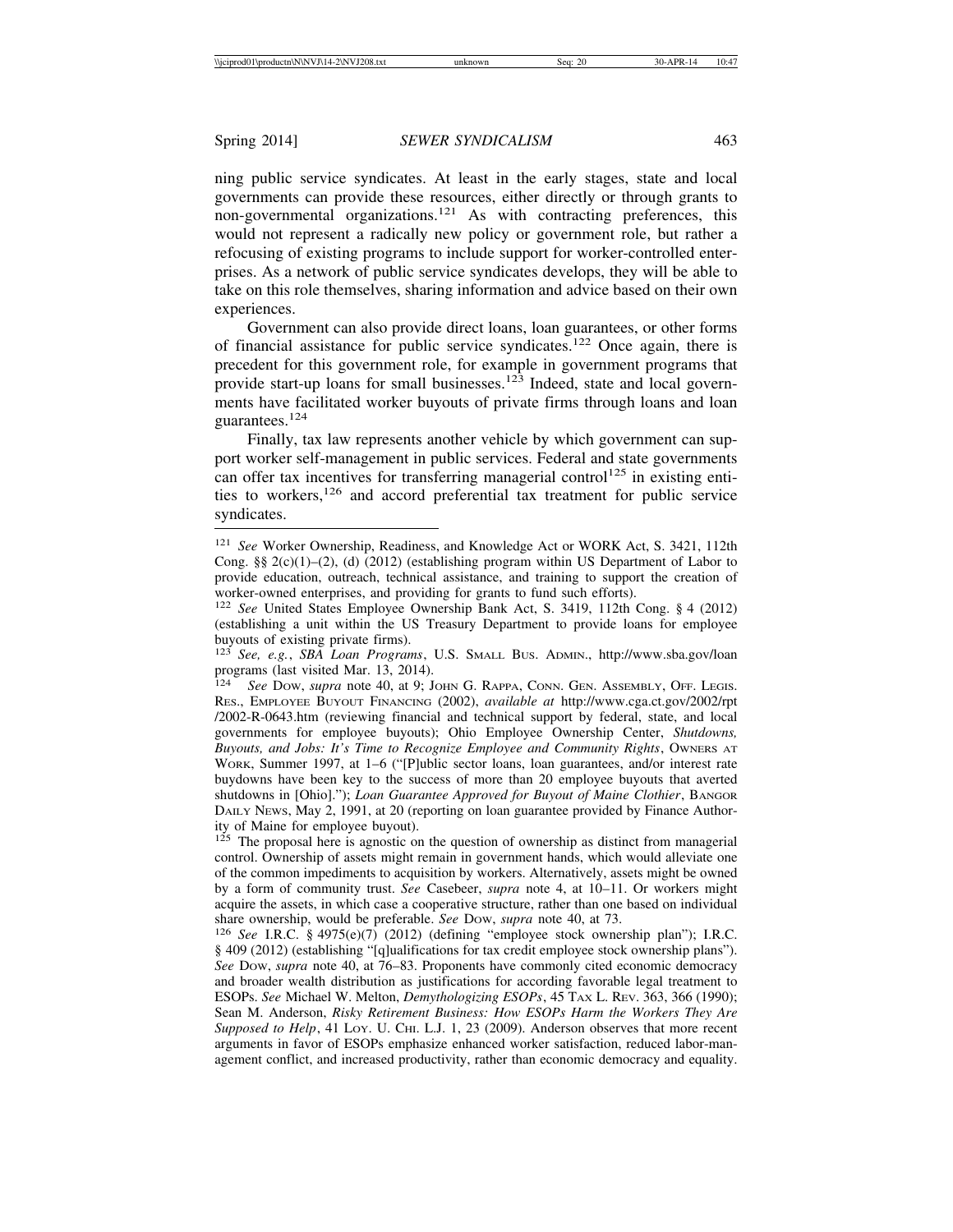ning public service syndicates. At least in the early stages, state and local governments can provide these resources, either directly or through grants to non-governmental organizations.[121] As with contracting preferences, this would not represent a radically new policy or government role, but rather a refocusing of existing programs to include support for worker-controlled enterprises. As a network of public service syndicates develops, they will be able to take on this role themselves, sharing information and advice based on their own experiences.

Government can also provide direct loans, loan guarantees, or other forms of financial assistance for public service syndicates.[122] Once again, there is precedent for this government role, for example in government programs that provide start-up loans for small businesses.[123] Indeed, state and local governments have facilitated worker buyouts of private firms through loans and loan guarantees.[124]

Finally, tax law represents another vehicle by which government can support worker self-management in public services. Federal and state governments can offer tax incentives for transferring managerial control[125] in existing entities to workers,[126] and accord preferential tax treatment for public service syndicates.

---

[121] *See* Worker Ownership, Readiness, and Knowledge Act or WORK Act, S. 3421, 112th Cong. §§ 2(c)(1)–(2), (d) (2012) (establishing program within US Department of Labor to provide education, outreach, technical assistance, and training to support the creation of worker-owned enterprises, and providing for grants to fund such efforts).

[122] *See* United States Employee Ownership Bank Act, S. 3419, 112th Cong. § 4 (2012) (establishing a unit within the US Treasury Department to provide loans for employee buyouts of existing private firms).

[123] *See, e.g.*, *SBA Loan Programs*, U.S. Small Bus. Admin., http://www.sba.gov/loan programs (last visited Mar. 13, 2014).

[124] *See* Dow, *supra* note 40, at 9; John G. Rappa, Conn. Gen. Assembly, Off. Legis. Res., Employee Buyout Financing (2002), *available at* http://www.cga.ct.gov/2002/rpt /2002-R-0643.htm (reviewing financial and technical support by federal, state, and local governments for employee buyouts); Ohio Employee Ownership Center, *Shutdowns, Buyouts, and Jobs: It's Time to Recognize Employee and Community Rights*, Owners at Work, Summer 1997, at 1–6 ("[P]ublic sector loans, loan guarantees, and/or interest rate buydowns have been key to the success of more than 20 employee buyouts that averted shutdowns in [Ohio]."); *Loan Guarantee Approved for Buyout of Maine Clothier*, Bangor Daily News, May 2, 1991, at 20 (reporting on loan guarantee provided by Finance Authority of Maine for employee buyout).

[125] The proposal here is agnostic on the question of ownership as distinct from managerial control. Ownership of assets might remain in government hands, which would alleviate one of the common impediments to acquisition by workers. Alternatively, assets might be owned by a form of community trust. *See* Casebeer, *supra* note 4, at 10–11. Or workers might acquire the assets, in which case a cooperative structure, rather than one based on individual share ownership, would be preferable. *See* Dow, *supra* note 40, at 73.

[126] *See* I.R.C. § 4975(e)(7) (2012) (defining "employee stock ownership plan"); I.R.C. § 409 (2012) (establishing "[q]ualifications for tax credit employee stock ownership plans"). *See* Dow, *supra* note 40, at 76–83. Proponents have commonly cited economic democracy and broader wealth distribution as justifications for according favorable legal treatment to ESOPs. *See* Michael W. Melton, *Demythologizing ESOPs*, 45 Tax L. Rev. 363, 366 (1990); Sean M. Anderson, *Risky Retirement Business: How ESOPs Harm the Workers They Are Supposed to Help*, 41 Loy. U. Chi. L.J. 1, 23 (2009). Anderson observes that more recent arguments in favor of ESOPs emphasize enhanced worker satisfaction, reduced labor-management conflict, and increased productivity, rather than economic democracy and equality.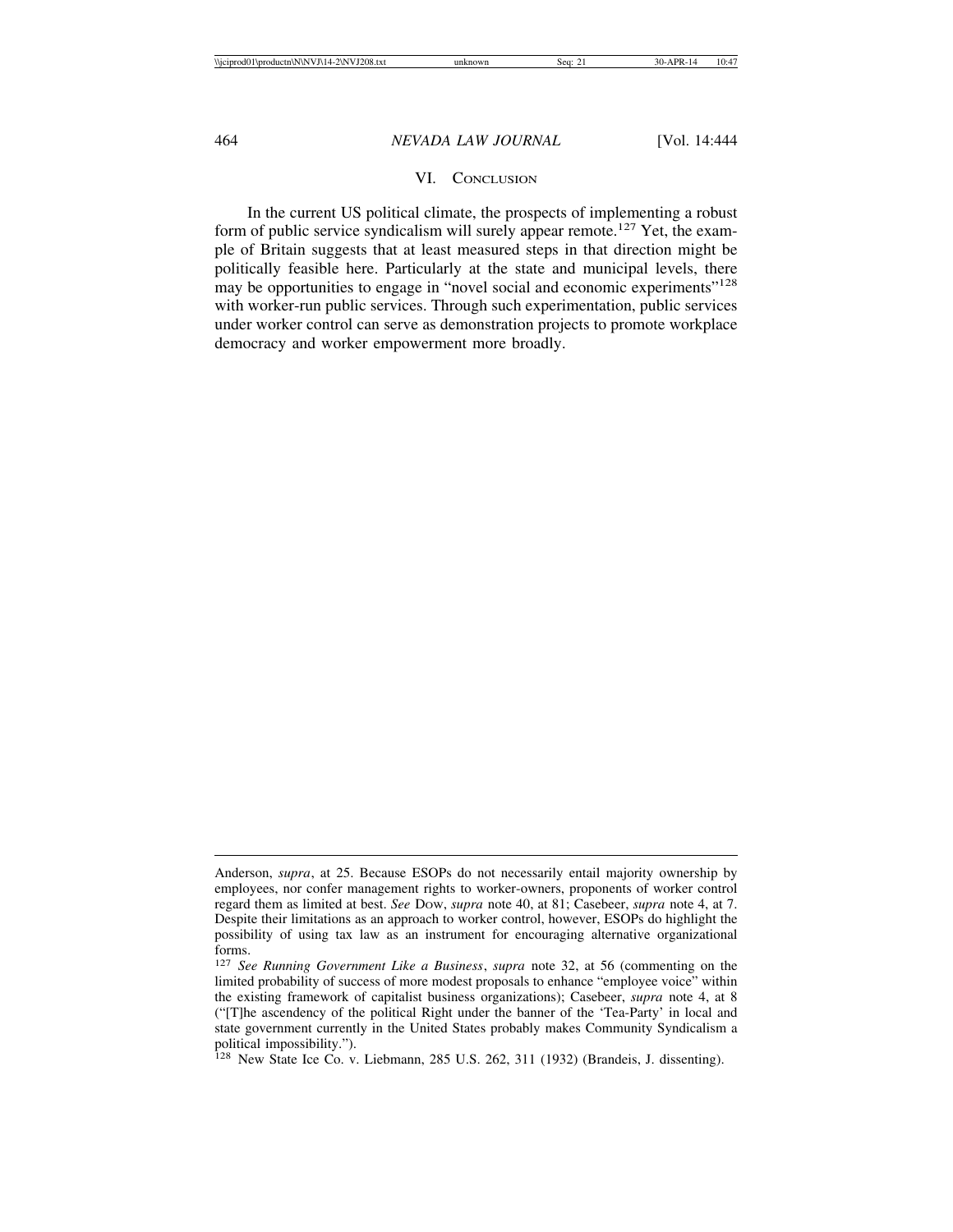## VI. Conclusion

In the current US political climate, the prospects of implementing a robust form of public service syndicalism will surely appear remote.[127] Yet, the example of Britain suggests that at least measured steps in that direction might be politically feasible here. Particularly at the state and municipal levels, there may be opportunities to engage in "novel social and economic experiments"[128] with worker-run public services. Through such experimentation, public services under worker control can serve as demonstration projects to promote workplace democracy and worker empowerment more broadly.

---

Anderson, *supra*, at 25. Because ESOPs do not necessarily entail majority ownership by employees, nor confer management rights to worker-owners, proponents of worker control regard them as limited at best. *See* Dow, *supra* note 40, at 81; Casebeer, *supra* note 4, at 7. Despite their limitations as an approach to worker control, however, ESOPs do highlight the possibility of using tax law as an instrument for encouraging alternative organizational forms.

[127] *See Running Government Like a Business*, *supra* note 32, at 56 (commenting on the limited probability of success of more modest proposals to enhance "employee voice" within the existing framework of capitalist business organizations); Casebeer, *supra* note 4, at 8 ("[T]he ascendency of the political Right under the banner of the 'Tea-Party' in local and state government currently in the United States probably makes Community Syndicalism a political impossibility.").

[128] New State Ice Co. v. Liebmann, 285 U.S. 262, 311 (1932) (Brandeis, J. dissenting).